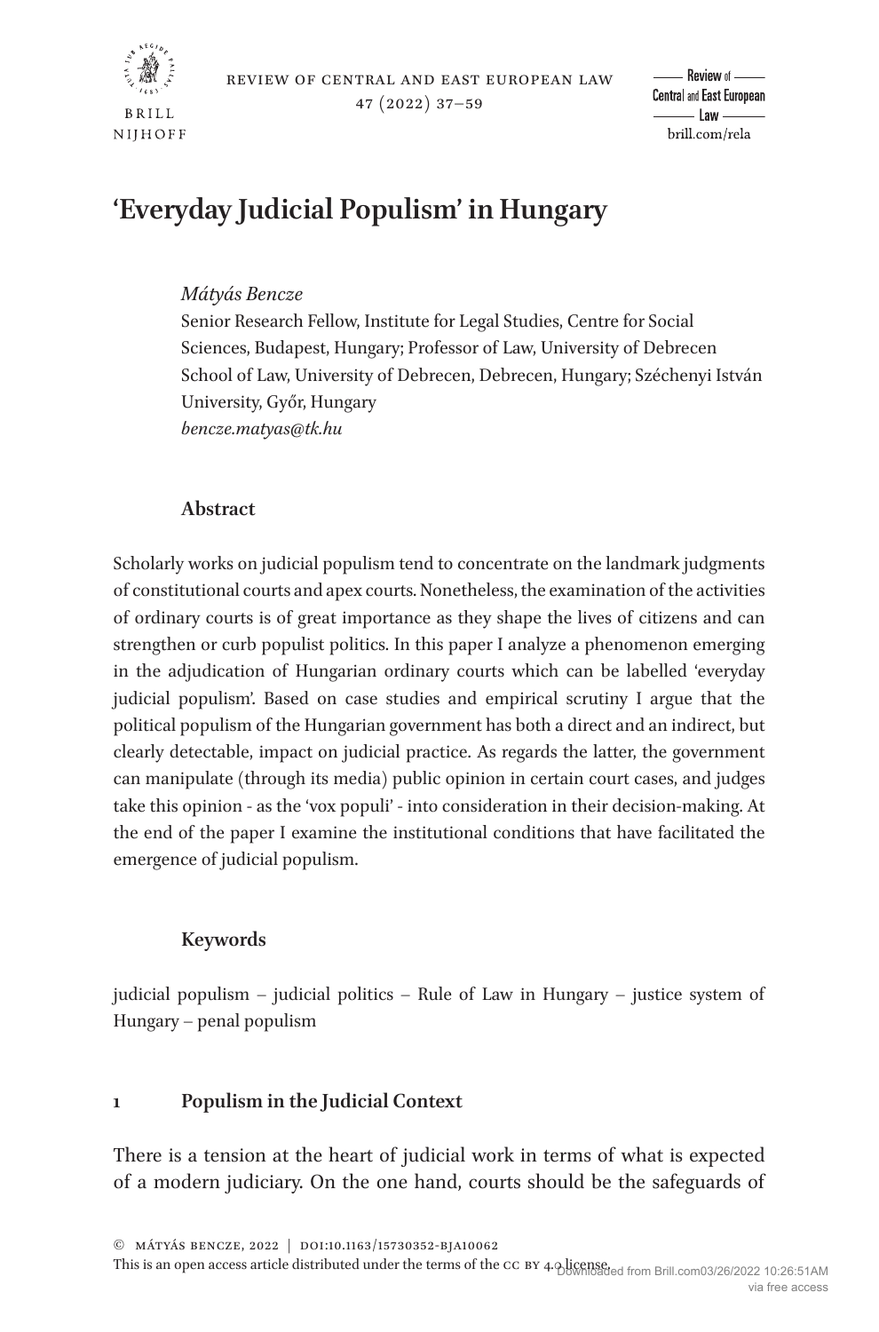# 'Everyday Judicial Populism' in Hungary

*Mátyás Bencze*
Senior Research Fellow, Institute for Legal Studies, Centre for Social Sciences, Budapest, Hungary; Professor of Law, University of Debrecen School of Law, University of Debrecen, Debrecen, Hungary; Széchenyi István University, Győr, Hungary
*bencze.matyas@tk.hu*

## Abstract

Scholarly works on judicial populism tend to concentrate on the landmark judgments of constitutional courts and apex courts. Nonetheless, the examination of the activities of ordinary courts is of great importance as they shape the lives of citizens and can strengthen or curb populist politics. In this paper I analyze a phenomenon emerging in the adjudication of Hungarian ordinary courts which can be labelled 'everyday judicial populism'. Based on case studies and empirical scrutiny I argue that the political populism of the Hungarian government has both a direct and an indirect, but clearly detectable, impact on judicial practice. As regards the latter, the government can manipulate (through its media) public opinion in certain court cases, and judges take this opinion - as the 'vox populi' - into consideration in their decision-making. At the end of the paper I examine the institutional conditions that have facilitated the emergence of judicial populism.

## Keywords

judicial populism – judicial politics – Rule of Law in Hungary – justice system of Hungary – penal populism

## 1 Populism in the Judicial Context

There is a tension at the heart of judicial work in terms of what is expected of a modern judiciary. On the one hand, courts should be the safeguards of

© Mátyás Bencze, 2022 | doi:10.1163/15730352-bja10062
This is an open access article distributed under the terms of the CC BY 4.0 license.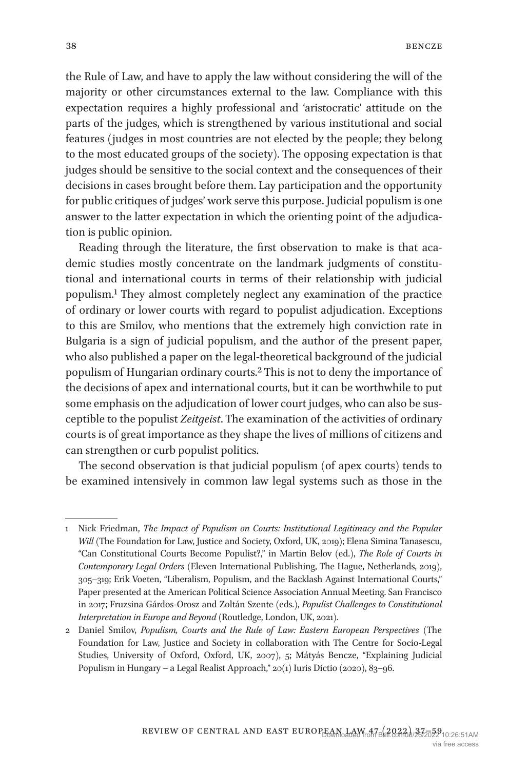the Rule of Law, and have to apply the law without considering the will of the majority or other circumstances external to the law. Compliance with this expectation requires a highly professional and 'aristocratic' attitude on the parts of the judges, which is strengthened by various institutional and social features (judges in most countries are not elected by the people; they belong to the most educated groups of the society). The opposing expectation is that judges should be sensitive to the social context and the consequences of their decisions in cases brought before them. Lay participation and the opportunity for public critiques of judges' work serve this purpose. Judicial populism is one answer to the latter expectation in which the orienting point of the adjudication is public opinion.

Reading through the literature, the first observation to make is that academic studies mostly concentrate on the landmark judgments of constitutional and international courts in terms of their relationship with judicial populism.[1] They almost completely neglect any examination of the practice of ordinary or lower courts with regard to populist adjudication. Exceptions to this are Smilov, who mentions that the extremely high conviction rate in Bulgaria is a sign of judicial populism, and the author of the present paper, who also published a paper on the legal-theoretical background of the judicial populism of Hungarian ordinary courts.[2] This is not to deny the importance of the decisions of apex and international courts, but it can be worthwhile to put some emphasis on the adjudication of lower court judges, who can also be susceptible to the populist *Zeitgeist*. The examination of the activities of ordinary courts is of great importance as they shape the lives of millions of citizens and can strengthen or curb populist politics.

The second observation is that judicial populism (of apex courts) tends to be examined intensively in common law legal systems such as those in the

---

1 Nick Friedman, *The Impact of Populism on Courts: Institutional Legitimacy and the Popular Will* (The Foundation for Law, Justice and Society, Oxford, UK, 2019); Elena Simina Tanasescu, "Can Constitutional Courts Become Populist?," in Martin Belov (ed.), *The Role of Courts in Contemporary Legal Orders* (Eleven International Publishing, The Hague, Netherlands, 2019), 305–319; Erik Voeten, "Liberalism, Populism, and the Backlash Against International Courts," Paper presented at the American Political Science Association Annual Meeting. San Francisco in 2017; Fruzsina Gárdos-Orosz and Zoltán Szente (eds.), *Populist Challenges to Constitutional Interpretation in Europe and Beyond* (Routledge, London, UK, 2021).

2 Daniel Smilov, *Populism, Courts and the Rule of Law: Eastern European Perspectives* (The Foundation for Law, Justice and Society in collaboration with The Centre for Socio-Legal Studies, University of Oxford, Oxford, UK, 2007), 5; Mátyás Bencze, "Explaining Judicial Populism in Hungary – a Legal Realist Approach," 20(1) Iuris Dictio (2020), 83–96.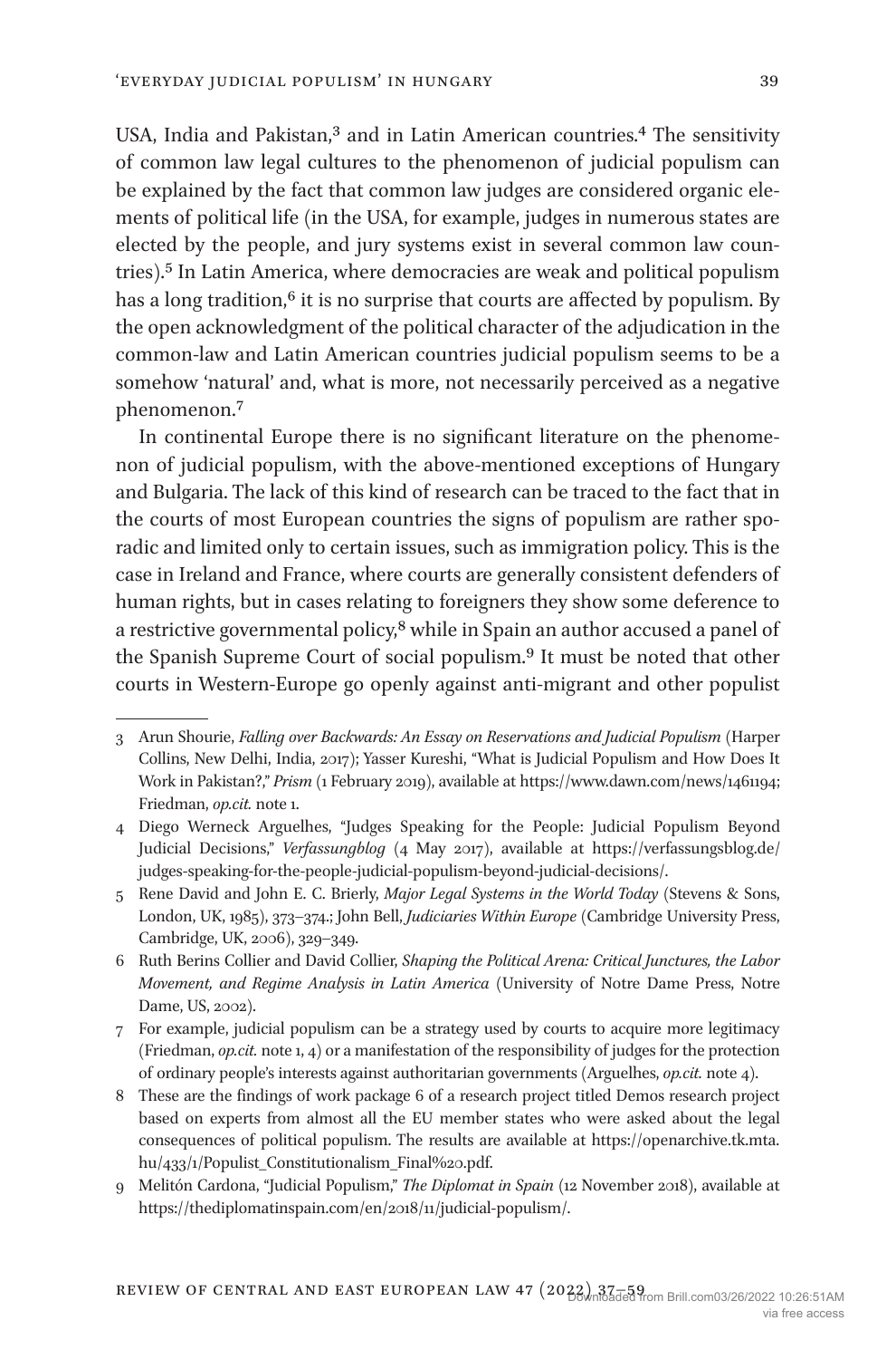USA, India and Pakistan,[3] and in Latin American countries.[4] The sensitivity of common law legal cultures to the phenomenon of judicial populism can be explained by the fact that common law judges are considered organic elements of political life (in the USA, for example, judges in numerous states are elected by the people, and jury systems exist in several common law countries).[5] In Latin America, where democracies are weak and political populism has a long tradition,[6] it is no surprise that courts are affected by populism. By the open acknowledgment of the political character of the adjudication in the common-law and Latin American countries judicial populism seems to be a somehow 'natural' and, what is more, not necessarily perceived as a negative phenomenon.[7]

In continental Europe there is no significant literature on the phenomenon of judicial populism, with the above-mentioned exceptions of Hungary and Bulgaria. The lack of this kind of research can be traced to the fact that in the courts of most European countries the signs of populism are rather sporadic and limited only to certain issues, such as immigration policy. This is the case in Ireland and France, where courts are generally consistent defenders of human rights, but in cases relating to foreigners they show some deference to a restrictive governmental policy,[8] while in Spain an author accused a panel of the Spanish Supreme Court of social populism.[9] It must be noted that other courts in Western-Europe go openly against anti-migrant and other populist

---

3 Arun Shourie, *Falling over Backwards: An Essay on Reservations and Judicial Populism* (Harper Collins, New Delhi, India, 2017); Yasser Kureshi, "What is Judicial Populism and How Does It Work in Pakistan?," *Prism* (1 February 2019), available at https://www.dawn.com/news/1461194; Friedman, *op.cit.* note 1.

4 Diego Werneck Arguelhes, "Judges Speaking for the People: Judicial Populism Beyond Judicial Decisions," *Verfassungblog* (4 May 2017), available at https://verfassungsblog.de/judges-speaking-for-the-people-judicial-populism-beyond-judicial-decisions/.

5 Rene David and John E. C. Brierly, *Major Legal Systems in the World Today* (Stevens & Sons, London, UK, 1985), 373–374.; John Bell, *Judiciaries Within Europe* (Cambridge University Press, Cambridge, UK, 2006), 329–349.

6 Ruth Berins Collier and David Collier, *Shaping the Political Arena: Critical Junctures, the Labor Movement, and Regime Analysis in Latin America* (University of Notre Dame Press, Notre Dame, US, 2002).

7 For example, judicial populism can be a strategy used by courts to acquire more legitimacy (Friedman, *op.cit.* note 1, 4) or a manifestation of the responsibility of judges for the protection of ordinary people's interests against authoritarian governments (Arguelhes, *op.cit.* note 4).

8 These are the findings of work package 6 of a research project titled Demos research project based on experts from almost all the EU member states who were asked about the legal consequences of political populism. The results are available at https://openarchive.tk.mta.hu/433/1/Populist_Constitutionalism_Final%20.pdf.

9 Melitón Cardona, "Judicial Populism," *The Diplomat in Spain* (12 November 2018), available at https://thediplomatinspain.com/en/2018/11/judicial-populism/.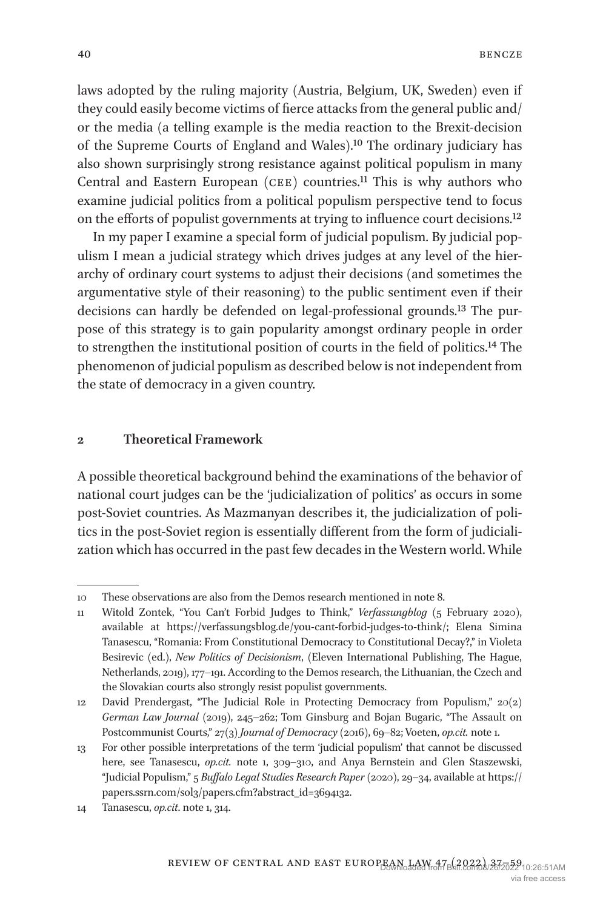laws adopted by the ruling majority (Austria, Belgium, UK, Sweden) even if they could easily become victims of fierce attacks from the general public and/ or the media (a telling example is the media reaction to the Brexit-decision of the Supreme Courts of England and Wales).[10] The ordinary judiciary has also shown surprisingly strong resistance against political populism in many Central and Eastern European (CEE) countries.[11] This is why authors who examine judicial politics from a political populism perspective tend to focus on the efforts of populist governments at trying to influence court decisions.[12]

In my paper I examine a special form of judicial populism. By judicial populism I mean a judicial strategy which drives judges at any level of the hierarchy of ordinary court systems to adjust their decisions (and sometimes the argumentative style of their reasoning) to the public sentiment even if their decisions can hardly be defended on legal-professional grounds.[13] The purpose of this strategy is to gain popularity amongst ordinary people in order to strengthen the institutional position of courts in the field of politics.[14] The phenomenon of judicial populism as described below is not independent from the state of democracy in a given country.

## 2 Theoretical Framework

A possible theoretical background behind the examinations of the behavior of national court judges can be the 'judicialization of politics' as occurs in some post-Soviet countries. As Mazmanyan describes it, the judicialization of politics in the post-Soviet region is essentially different from the form of judicialization which has occurred in the past few decades in the Western world. While

---

10 These observations are also from the Demos research mentioned in note 8.

11 Witold Zontek, "You Can't Forbid Judges to Think," *Verfassungblog* (5 February 2020), available at https://verfassungsblog.de/you-cant-forbid-judges-to-think/; Elena Simina Tanasescu, "Romania: From Constitutional Democracy to Constitutional Decay?," in Violeta Besirevic (ed.), *New Politics of Decisionism*, (Eleven International Publishing, The Hague, Netherlands, 2019), 177–191. According to the Demos research, the Lithuanian, the Czech and the Slovakian courts also strongly resist populist governments.

12 David Prendergast, "The Judicial Role in Protecting Democracy from Populism," 20(2) *German Law Journal* (2019), 245–262; Tom Ginsburg and Bojan Bugaric, "The Assault on Postcommunist Courts," 27(3) *Journal of Democracy* (2016), 69–82; Voeten, *op.cit.* note 1.

13 For other possible interpretations of the term 'judicial populism' that cannot be discussed here, see Tanasescu, *op.cit.* note 1, 309–310, and Anya Bernstein and Glen Staszewski, "Judicial Populism," 5 *Buffalo Legal Studies Research Paper* (2020), 29–34, available at https://papers.ssrn.com/sol3/papers.cfm?abstract_id=3694132.

14 Tanasescu, *op.cit.* note 1, 314.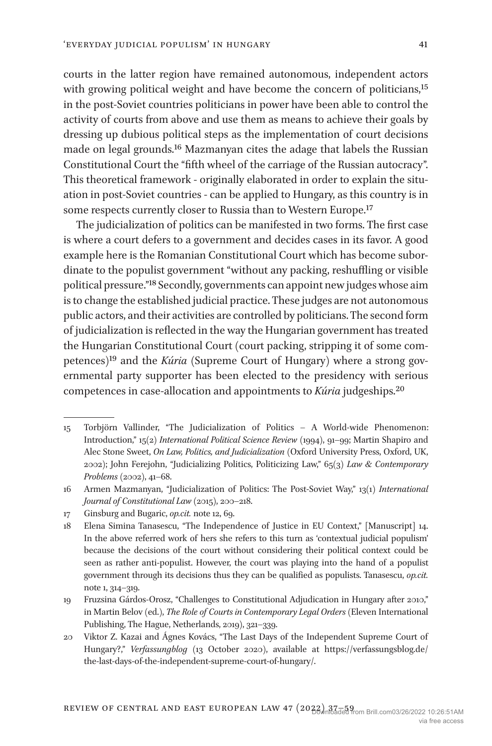courts in the latter region have remained autonomous, independent actors with growing political weight and have become the concern of politicians,[15] in the post-Soviet countries politicians in power have been able to control the activity of courts from above and use them as means to achieve their goals by dressing up dubious political steps as the implementation of court decisions made on legal grounds.[16] Mazmanyan cites the adage that labels the Russian Constitutional Court the "fifth wheel of the carriage of the Russian autocracy". This theoretical framework - originally elaborated in order to explain the situation in post-Soviet countries - can be applied to Hungary, as this country is in some respects currently closer to Russia than to Western Europe.[17]

The judicialization of politics can be manifested in two forms. The first case is where a court defers to a government and decides cases in its favor. A good example here is the Romanian Constitutional Court which has become subordinate to the populist government "without any packing, reshuffling or visible political pressure."[18] Secondly, governments can appoint new judges whose aim is to change the established judicial practice. These judges are not autonomous public actors, and their activities are controlled by politicians. The second form of judicialization is reflected in the way the Hungarian government has treated the Hungarian Constitutional Court (court packing, stripping it of some competences)[19] and the *Kúria* (Supreme Court of Hungary) where a strong governmental party supporter has been elected to the presidency with serious competences in case-allocation and appointments to *Kúria* judgeships.[20]

---

15 Torbjörn Vallinder, "The Judicialization of Politics – A World-wide Phenomenon: Introduction," 15(2) *International Political Science Review* (1994), 91–99; Martin Shapiro and Alec Stone Sweet, *On Law, Politics, and Judicialization* (Oxford University Press, Oxford, UK, 2002); John Ferejohn, "Judicializing Politics, Politicizing Law," 65(3) *Law & Contemporary Problems* (2002), 41–68.

16 Armen Mazmanyan, "Judicialization of Politics: The Post-Soviet Way," 13(1) *International Journal of Constitutional Law* (2015), 200–218.

17 Ginsburg and Bugaric, *op.cit.* note 12, 69.

18 Elena Simina Tanasescu, "The Independence of Justice in EU Context," [Manuscript] 14. In the above referred work of hers she refers to this turn as 'contextual judicial populism' because the decisions of the court without considering their political context could be seen as rather anti-populist. However, the court was playing into the hand of a populist government through its decisions thus they can be qualified as populists. Tanasescu, *op.cit.* note 1, 314–319.

19 Fruzsina Gárdos-Orosz, "Challenges to Constitutional Adjudication in Hungary after 2010," in Martin Belov (ed.), *The Role of Courts in Contemporary Legal Orders* (Eleven International Publishing, The Hague, Netherlands, 2019), 321–339.

20 Viktor Z. Kazai and Ágnes Kovács, "The Last Days of the Independent Supreme Court of Hungary?," *Verfassungblog* (13 October 2020), available at https://verfassungsblog.de/the-last-days-of-the-independent-supreme-court-of-hungary/.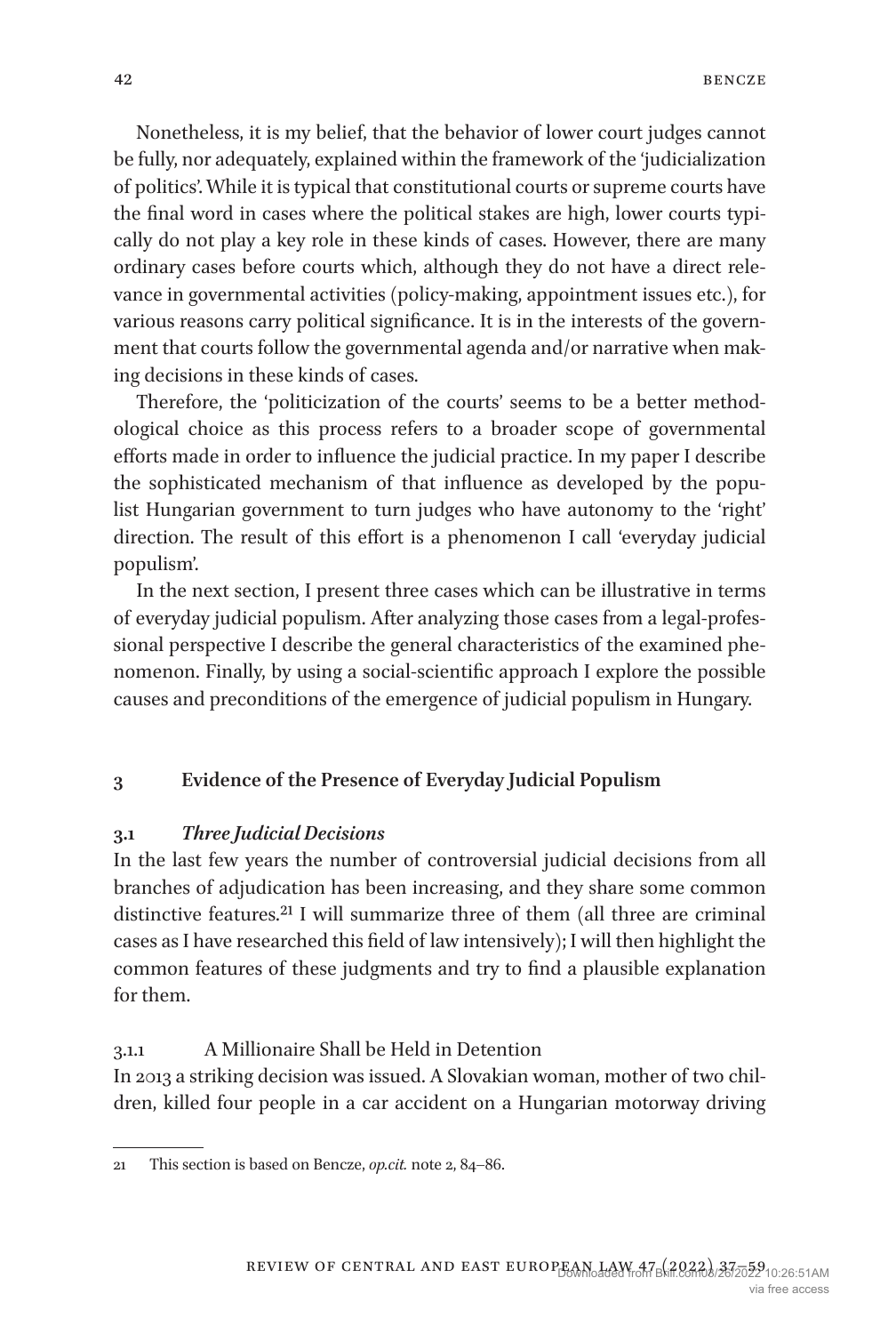Nonetheless, it is my belief, that the behavior of lower court judges cannot be fully, nor adequately, explained within the framework of the 'judicialization of politics'. While it is typical that constitutional courts or supreme courts have the final word in cases where the political stakes are high, lower courts typically do not play a key role in these kinds of cases. However, there are many ordinary cases before courts which, although they do not have a direct relevance in governmental activities (policy-making, appointment issues etc.), for various reasons carry political significance. It is in the interests of the government that courts follow the governmental agenda and/or narrative when making decisions in these kinds of cases.

Therefore, the 'politicization of the courts' seems to be a better methodological choice as this process refers to a broader scope of governmental efforts made in order to influence the judicial practice. In my paper I describe the sophisticated mechanism of that influence as developed by the populist Hungarian government to turn judges who have autonomy to the 'right' direction. The result of this effort is a phenomenon I call 'everyday judicial populism'.

In the next section, I present three cases which can be illustrative in terms of everyday judicial populism. After analyzing those cases from a legal-professional perspective I describe the general characteristics of the examined phenomenon. Finally, by using a social-scientific approach I explore the possible causes and preconditions of the emergence of judicial populism in Hungary.

## 3 Evidence of the Presence of Everyday Judicial Populism

### 3.1 *Three Judicial Decisions*

In the last few years the number of controversial judicial decisions from all branches of adjudication has been increasing, and they share some common distinctive features.[21] I will summarize three of them (all three are criminal cases as I have researched this field of law intensively); I will then highlight the common features of these judgments and try to find a plausible explanation for them.

#### 3.1.1 A Millionaire Shall be Held in Detention

In 2013 a striking decision was issued. A Slovakian woman, mother of two children, killed four people in a car accident on a Hungarian motorway driving

---

21 This section is based on Bencze, *op.cit.* note 2, 84–86.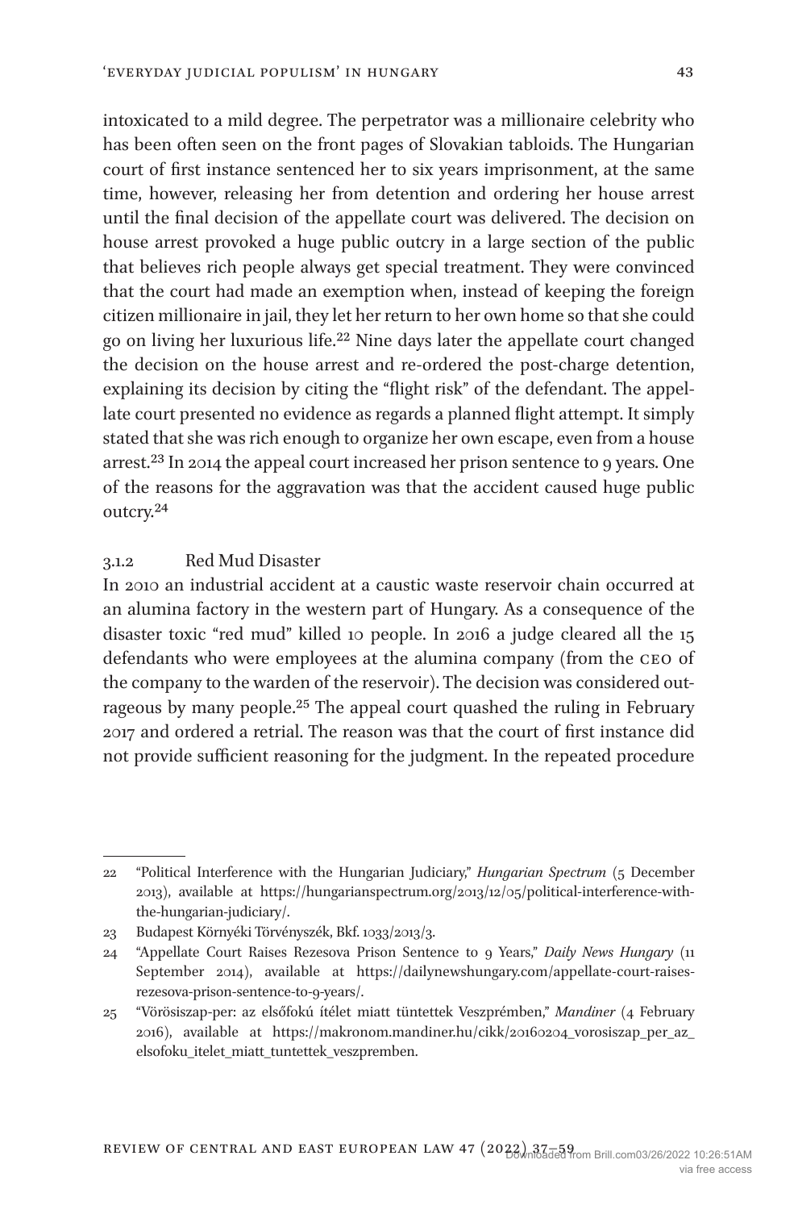intoxicated to a mild degree. The perpetrator was a millionaire celebrity who has been often seen on the front pages of Slovakian tabloids. The Hungarian court of first instance sentenced her to six years imprisonment, at the same time, however, releasing her from detention and ordering her house arrest until the final decision of the appellate court was delivered. The decision on house arrest provoked a huge public outcry in a large section of the public that believes rich people always get special treatment. They were convinced that the court had made an exemption when, instead of keeping the foreign citizen millionaire in jail, they let her return to her own home so that she could go on living her luxurious life.[22] Nine days later the appellate court changed the decision on the house arrest and re-ordered the post-charge detention, explaining its decision by citing the "flight risk" of the defendant. The appellate court presented no evidence as regards a planned flight attempt. It simply stated that she was rich enough to organize her own escape, even from a house arrest.[23] In 2014 the appeal court increased her prison sentence to 9 years. One of the reasons for the aggravation was that the accident caused huge public outcry.[24]

#### 3.1.2 Red Mud Disaster

In 2010 an industrial accident at a caustic waste reservoir chain occurred at an alumina factory in the western part of Hungary. As a consequence of the disaster toxic "red mud" killed 10 people. In 2016 a judge cleared all the 15 defendants who were employees at the alumina company (from the CEO of the company to the warden of the reservoir). The decision was considered outrageous by many people.[25] The appeal court quashed the ruling in February 2017 and ordered a retrial. The reason was that the court of first instance did not provide sufficient reasoning for the judgment. In the repeated procedure

---

22 "Political Interference with the Hungarian Judiciary," *Hungarian Spectrum* (5 December 2013), available at https://hungarianspectrum.org/2013/12/05/political-interference-with-the-hungarian-judiciary/.

23 Budapest Környéki Törvényszék, Bkf. 1033/2013/3.

24 "Appellate Court Raises Rezesova Prison Sentence to 9 Years," *Daily News Hungary* (11 September 2014), available at https://dailynewshungary.com/appellate-court-raises-rezesova-prison-sentence-to-9-years/.

25 "Vörösiszap-per: az elsőfokú ítélet miatt tüntettek Veszprémben," *Mandiner* (4 February 2016), available at https://makronom.mandiner.hu/cikk/20160204_vorosiszap_per_az_elsofoku_itelet_miatt_tuntettek_veszpremben.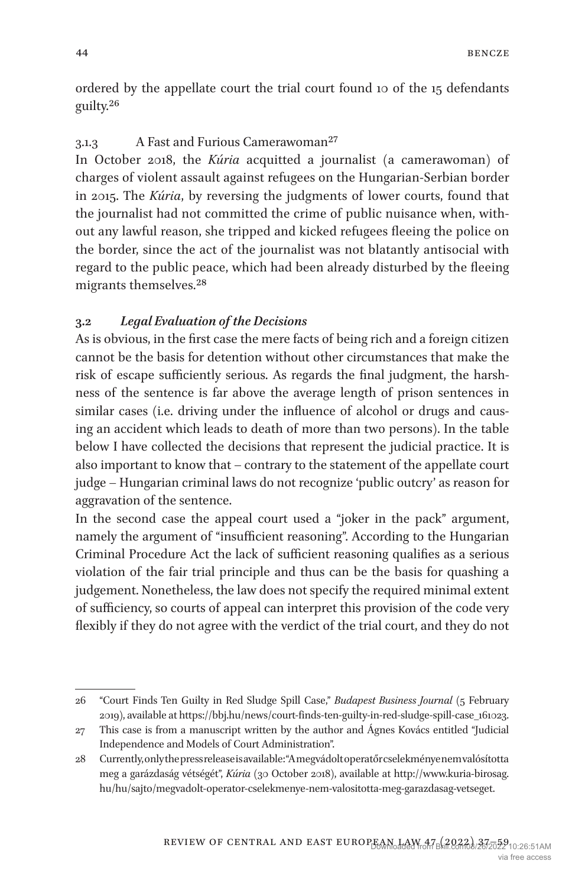ordered by the appellate court the trial court found 10 of the 15 defendants guilty.[26]

#### 3.1.3 A Fast and Furious Camerawoman[27]

In October 2018, the *Kúria* acquitted a journalist (a camerawoman) of charges of violent assault against refugees on the Hungarian-Serbian border in 2015. The *Kúria*, by reversing the judgments of lower courts, found that the journalist had not committed the crime of public nuisance when, without any lawful reason, she tripped and kicked refugees fleeing the police on the border, since the act of the journalist was not blatantly antisocial with regard to the public peace, which had been already disturbed by the fleeing migrants themselves.[28]

### 3.2 *Legal Evaluation of the Decisions*

As is obvious, in the first case the mere facts of being rich and a foreign citizen cannot be the basis for detention without other circumstances that make the risk of escape sufficiently serious. As regards the final judgment, the harshness of the sentence is far above the average length of prison sentences in similar cases (i.e. driving under the influence of alcohol or drugs and causing an accident which leads to death of more than two persons). In the table below I have collected the decisions that represent the judicial practice. It is also important to know that – contrary to the statement of the appellate court judge – Hungarian criminal laws do not recognize 'public outcry' as reason for aggravation of the sentence.

In the second case the appeal court used a "joker in the pack" argument, namely the argument of "insufficient reasoning". According to the Hungarian Criminal Procedure Act the lack of sufficient reasoning qualifies as a serious violation of the fair trial principle and thus can be the basis for quashing a judgement. Nonetheless, the law does not specify the required minimal extent of sufficiency, so courts of appeal can interpret this provision of the code very flexibly if they do not agree with the verdict of the trial court, and they do not

---

26 "Court Finds Ten Guilty in Red Sludge Spill Case," *Budapest Business Journal* (5 February 2019), available at https://bbj.hu/news/court-finds-ten-guilty-in-red-sludge-spill-case_161023.

27 This case is from a manuscript written by the author and Ágnes Kovács entitled "Judicial Independence and Models of Court Administration".

28 Currently, only the press release is available: "A megvádolt operatőr cselekménye nem valósította meg a garázdaság vétségét", *Kúria* (30 October 2018), available at http://www.kuria-birosag.hu/hu/sajto/megvadolt-operator-cselekmenye-nem-valositotta-meg-garazdasag-vetseget.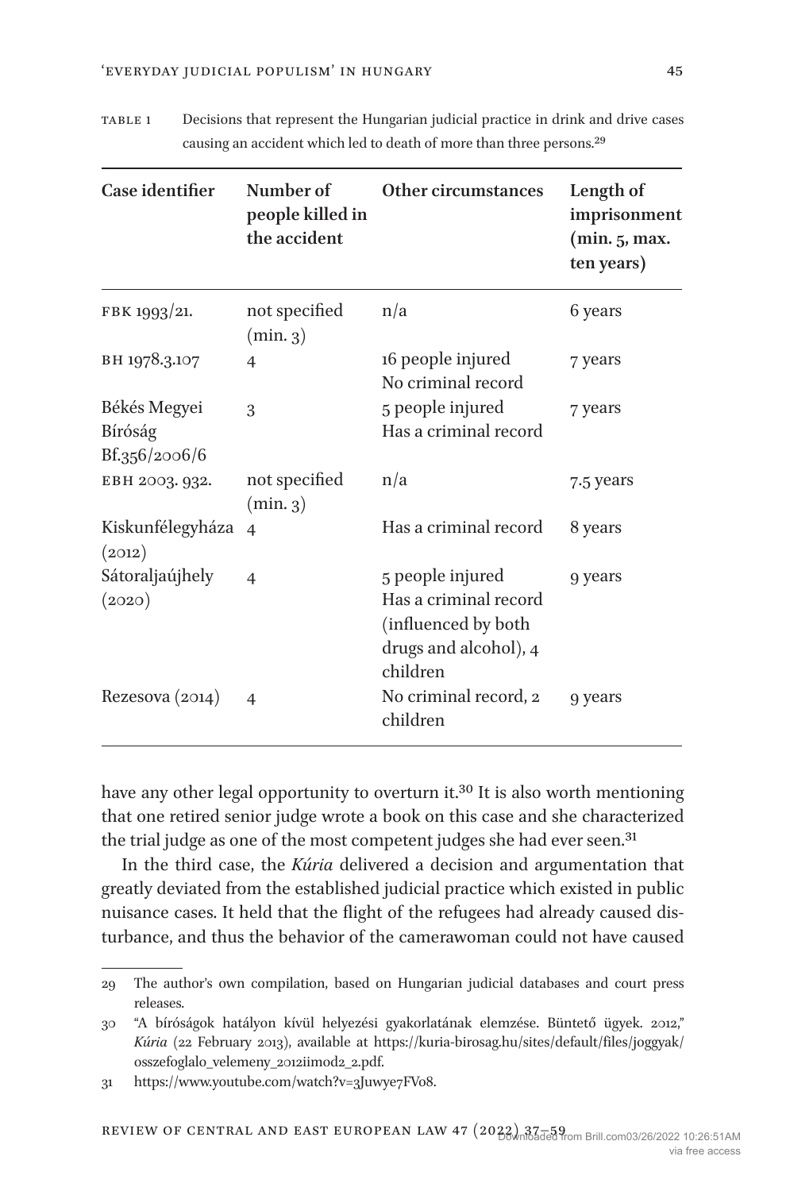Table 1 Decisions that represent the Hungarian judicial practice in drink and drive cases causing an accident which led to death of more than three persons.[29]

| Case identifier | Number of people killed in the accident | Other circumstances | Length of imprisonment (min. 5, max. ten years) |
|---|---|---|---|
| FBK 1993/21. | not specified (min. 3) | n/a | 6 years |
| BH 1978.3.107 | 4 | 16 people injured<br>No criminal record | 7 years |
| Békés Megyei Bíróság Bf.356/2006/6 | 3 | 5 people injured<br>Has a criminal record | 7 years |
| EBH 2003. 932. | not specified (min. 3) | n/a | 7.5 years |
| Kiskunfélegyháza (2012) | 4 | Has a criminal record | 8 years |
| Sátoraljaújhely (2020) | 4 | 5 people injured<br>Has a criminal record (influenced by both drugs and alcohol), 4 children | 9 years |
| Rezesova (2014) | 4 | No criminal record, 2 children | 9 years |

have any other legal opportunity to overturn it.[30] It is also worth mentioning that one retired senior judge wrote a book on this case and she characterized the trial judge as one of the most competent judges she had ever seen.[31]

In the third case, the *Kúria* delivered a decision and argumentation that greatly deviated from the established judicial practice which existed in public nuisance cases. It held that the flight of the refugees had already caused disturbance, and thus the behavior of the camerawoman could not have caused

29 The author's own compilation, based on Hungarian judicial databases and court press releases.

30 "A bíróságok hatályon kívül helyezési gyakorlatának elemzése. Büntető ügyek. 2012," *Kúria* (22 February 2013), available at https://kuria-birosag.hu/sites/default/files/joggyak/osszefoglalo_velemeny_2012iimod2_2.pdf.

31 https://www.youtube.com/watch?v=3Juwye7FVo8.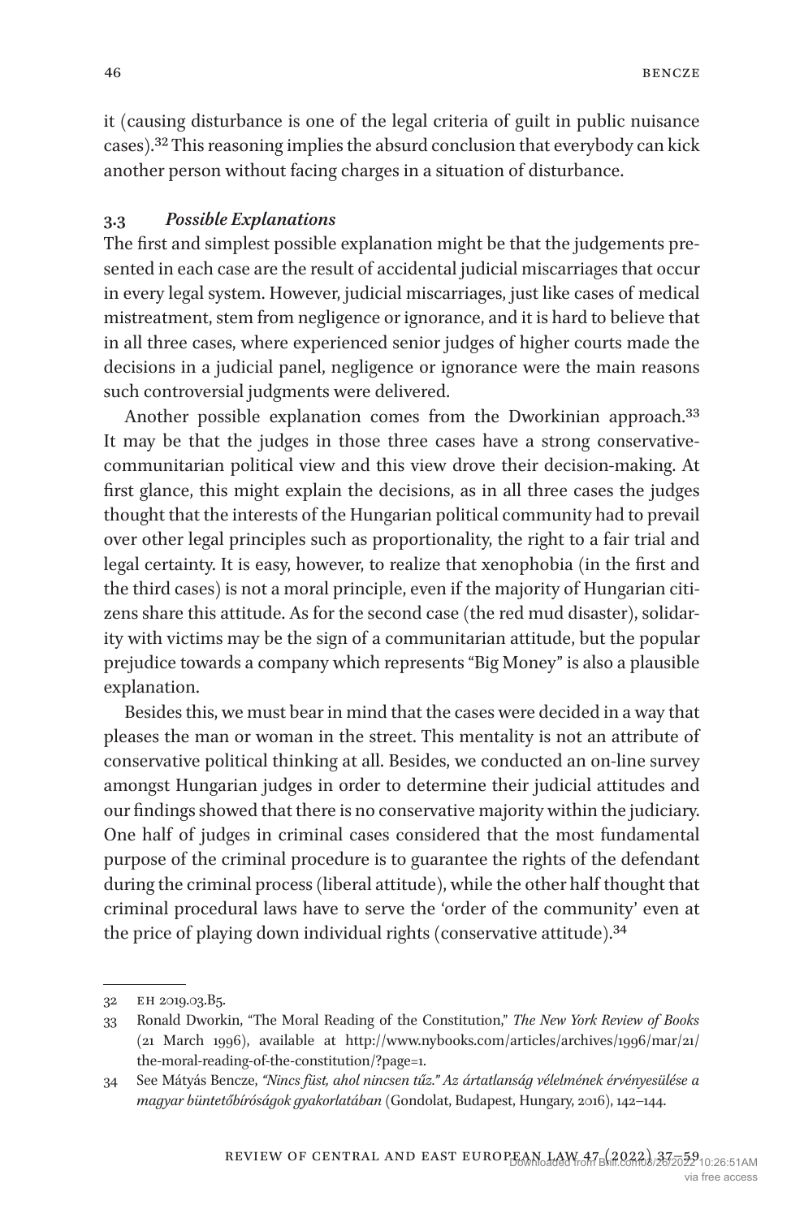it (causing disturbance is one of the legal criteria of guilt in public nuisance cases).[32] This reasoning implies the absurd conclusion that everybody can kick another person without facing charges in a situation of disturbance.

### 3.3 *Possible Explanations*

The first and simplest possible explanation might be that the judgements presented in each case are the result of accidental judicial miscarriages that occur in every legal system. However, judicial miscarriages, just like cases of medical mistreatment, stem from negligence or ignorance, and it is hard to believe that in all three cases, where experienced senior judges of higher courts made the decisions in a judicial panel, negligence or ignorance were the main reasons such controversial judgments were delivered.

Another possible explanation comes from the Dworkinian approach.[33] It may be that the judges in those three cases have a strong conservative-communitarian political view and this view drove their decision-making. At first glance, this might explain the decisions, as in all three cases the judges thought that the interests of the Hungarian political community had to prevail over other legal principles such as proportionality, the right to a fair trial and legal certainty. It is easy, however, to realize that xenophobia (in the first and the third cases) is not a moral principle, even if the majority of Hungarian citizens share this attitude. As for the second case (the red mud disaster), solidarity with victims may be the sign of a communitarian attitude, but the popular prejudice towards a company which represents "Big Money" is also a plausible explanation.

Besides this, we must bear in mind that the cases were decided in a way that pleases the man or woman in the street. This mentality is not an attribute of conservative political thinking at all. Besides, we conducted an on-line survey amongst Hungarian judges in order to determine their judicial attitudes and our findings showed that there is no conservative majority within the judiciary. One half of judges in criminal cases considered that the most fundamental purpose of the criminal procedure is to guarantee the rights of the defendant during the criminal process (liberal attitude), while the other half thought that criminal procedural laws have to serve the 'order of the community' even at the price of playing down individual rights (conservative attitude).[34]

---

32 EH 2019.03.B5.

33 Ronald Dworkin, "The Moral Reading of the Constitution," *The New York Review of Books* (21 March 1996), available at http://www.nybooks.com/articles/archives/1996/mar/21/the-moral-reading-of-the-constitution/?page=1.

34 See Mátyás Bencze, *"Nincs füst, ahol nincsen tűz." Az ártatlanság vélelmének érvényesülése a magyar büntetőbíróságok gyakorlatában* (Gondolat, Budapest, Hungary, 2016), 142–144.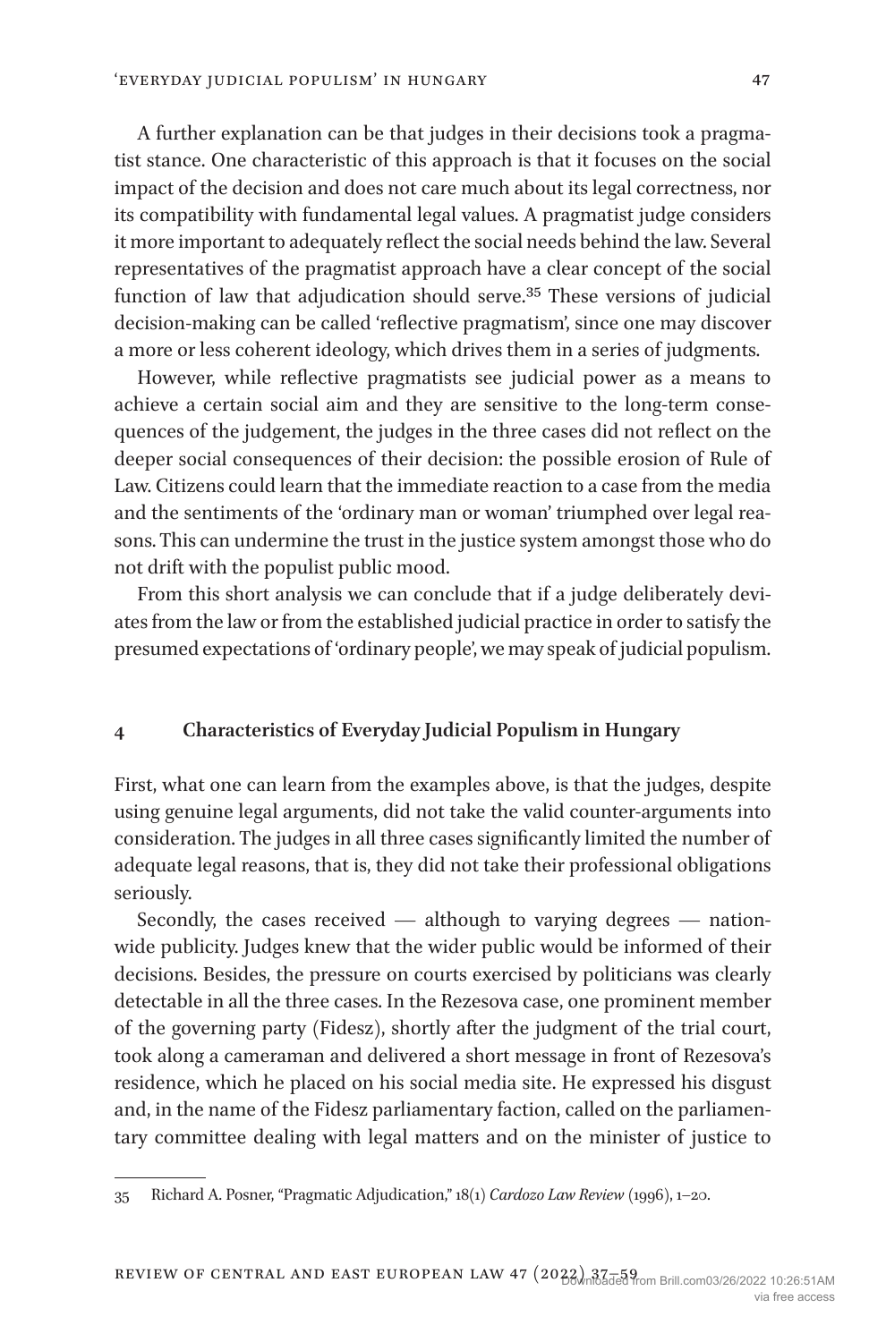A further explanation can be that judges in their decisions took a pragmatist stance. One characteristic of this approach is that it focuses on the social impact of the decision and does not care much about its legal correctness, nor its compatibility with fundamental legal values. A pragmatist judge considers it more important to adequately reflect the social needs behind the law. Several representatives of the pragmatist approach have a clear concept of the social function of law that adjudication should serve.[35] These versions of judicial decision-making can be called 'reflective pragmatism', since one may discover a more or less coherent ideology, which drives them in a series of judgments.

However, while reflective pragmatists see judicial power as a means to achieve a certain social aim and they are sensitive to the long-term consequences of the judgement, the judges in the three cases did not reflect on the deeper social consequences of their decision: the possible erosion of Rule of Law. Citizens could learn that the immediate reaction to a case from the media and the sentiments of the 'ordinary man or woman' triumphed over legal reasons. This can undermine the trust in the justice system amongst those who do not drift with the populist public mood.

From this short analysis we can conclude that if a judge deliberately deviates from the law or from the established judicial practice in order to satisfy the presumed expectations of 'ordinary people', we may speak of judicial populism.

## 4 Characteristics of Everyday Judicial Populism in Hungary

First, what one can learn from the examples above, is that the judges, despite using genuine legal arguments, did not take the valid counter-arguments into consideration. The judges in all three cases significantly limited the number of adequate legal reasons, that is, they did not take their professional obligations seriously.

Secondly, the cases received — although to varying degrees — nationwide publicity. Judges knew that the wider public would be informed of their decisions. Besides, the pressure on courts exercised by politicians was clearly detectable in all the three cases. In the Rezesova case, one prominent member of the governing party (Fidesz), shortly after the judgment of the trial court, took along a cameraman and delivered a short message in front of Rezesova's residence, which he placed on his social media site. He expressed his disgust and, in the name of the Fidesz parliamentary faction, called on the parliamentary committee dealing with legal matters and on the minister of justice to

---

35 Richard A. Posner, "Pragmatic Adjudication," 18(1) *Cardozo Law Review* (1996), 1–20.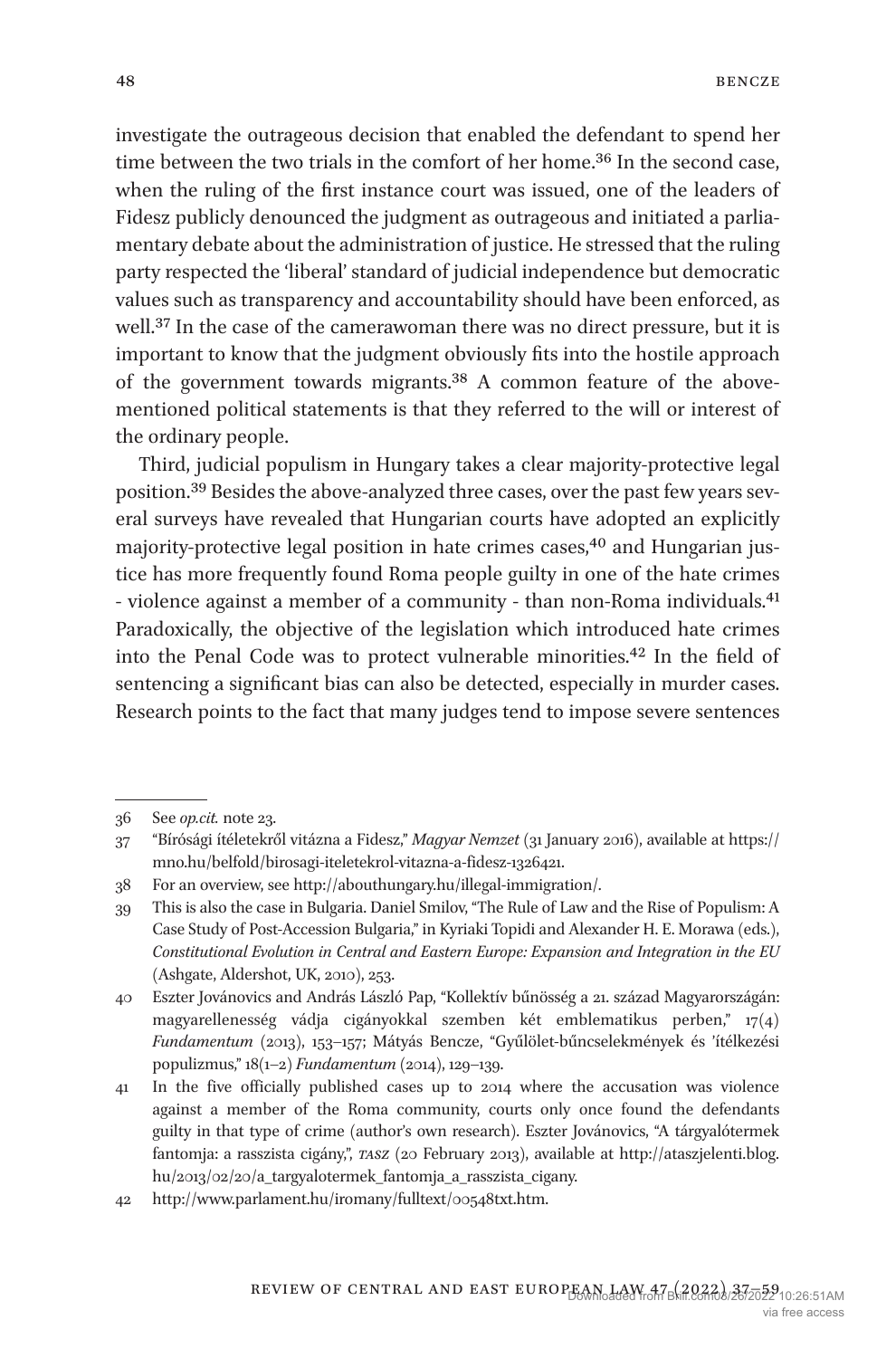investigate the outrageous decision that enabled the defendant to spend her time between the two trials in the comfort of her home.[36] In the second case, when the ruling of the first instance court was issued, one of the leaders of Fidesz publicly denounced the judgment as outrageous and initiated a parliamentary debate about the administration of justice. He stressed that the ruling party respected the 'liberal' standard of judicial independence but democratic values such as transparency and accountability should have been enforced, as well.[37] In the case of the camerawoman there was no direct pressure, but it is important to know that the judgment obviously fits into the hostile approach of the government towards migrants.[38] A common feature of the above-mentioned political statements is that they referred to the will or interest of the ordinary people.

Third, judicial populism in Hungary takes a clear majority-protective legal position.[39] Besides the above-analyzed three cases, over the past few years several surveys have revealed that Hungarian courts have adopted an explicitly majority-protective legal position in hate crimes cases,[40] and Hungarian justice has more frequently found Roma people guilty in one of the hate crimes - violence against a member of a community - than non-Roma individuals.[41] Paradoxically, the objective of the legislation which introduced hate crimes into the Penal Code was to protect vulnerable minorities.[42] In the field of sentencing a significant bias can also be detected, especially in murder cases. Research points to the fact that many judges tend to impose severe sentences

---

36 See *op.cit.* note 23.

37 "Bírósági ítéletekről vitázna a Fidesz," *Magyar Nemzet* (31 January 2016), available at https://mno.hu/belfold/birosagi-iteletekrol-vitazna-a-fidesz-1326421.

38 For an overview, see http://abouthungary.hu/illegal-immigration/.

39 This is also the case in Bulgaria. Daniel Smilov, "The Rule of Law and the Rise of Populism: A Case Study of Post-Accession Bulgaria," in Kyriaki Topidi and Alexander H. E. Morawa (eds.), *Constitutional Evolution in Central and Eastern Europe: Expansion and Integration in the EU* (Ashgate, Aldershot, UK, 2010), 253.

40 Eszter Jovánovics and András László Pap, "Kollektív bűnösség a 21. század Magyarországán: magyarellenesség vádja cigányokkal szemben két emblematikus perben," 17(4) *Fundamentum* (2013), 153–157; Mátyás Bencze, "Gyűlölet-bűncselekmények és 'ítélkezési populizmus," 18(1–2) *Fundamentum* (2014), 129–139.

41 In the five officially published cases up to 2014 where the accusation was violence against a member of the Roma community, courts only once found the defendants guilty in that type of crime (author's own research). Eszter Jovánovics, "A tárgyalótermek fantomja: a rasszista cigány,", *TASZ* (20 February 2013), available at http://ataszjelenti.blog.hu/2013/02/20/a_targyalotermek_fantomja_a_rasszista_cigany.

42 http://www.parlament.hu/iromany/fulltext/00548txt.htm.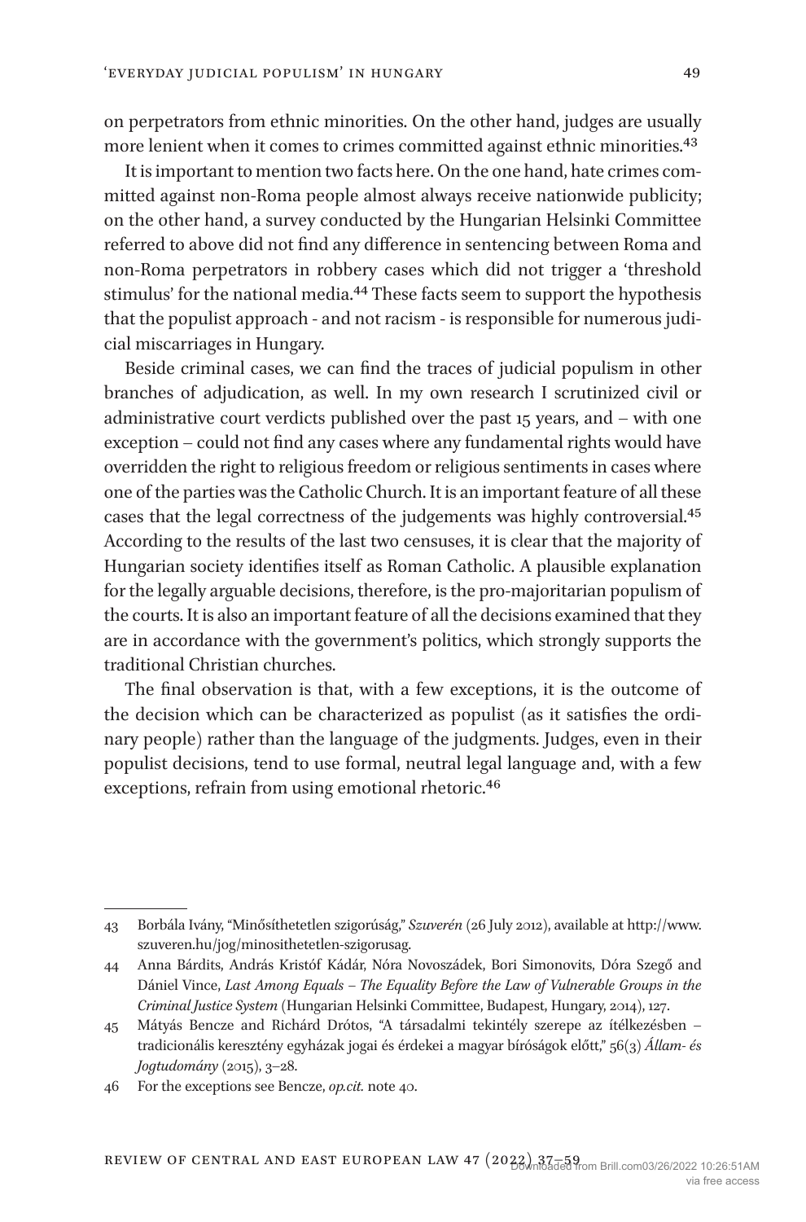on perpetrators from ethnic minorities. On the other hand, judges are usually more lenient when it comes to crimes committed against ethnic minorities.[43]

It is important to mention two facts here. On the one hand, hate crimes committed against non-Roma people almost always receive nationwide publicity; on the other hand, a survey conducted by the Hungarian Helsinki Committee referred to above did not find any difference in sentencing between Roma and non-Roma perpetrators in robbery cases which did not trigger a 'threshold stimulus' for the national media.[44] These facts seem to support the hypothesis that the populist approach - and not racism - is responsible for numerous judicial miscarriages in Hungary.

Beside criminal cases, we can find the traces of judicial populism in other branches of adjudication, as well. In my own research I scrutinized civil or administrative court verdicts published over the past 15 years, and – with one exception – could not find any cases where any fundamental rights would have overridden the right to religious freedom or religious sentiments in cases where one of the parties was the Catholic Church. It is an important feature of all these cases that the legal correctness of the judgements was highly controversial.[45] According to the results of the last two censuses, it is clear that the majority of Hungarian society identifies itself as Roman Catholic. A plausible explanation for the legally arguable decisions, therefore, is the pro-majoritarian populism of the courts. It is also an important feature of all the decisions examined that they are in accordance with the government's politics, which strongly supports the traditional Christian churches.

The final observation is that, with a few exceptions, it is the outcome of the decision which can be characterized as populist (as it satisfies the ordinary people) rather than the language of the judgments. Judges, even in their populist decisions, tend to use formal, neutral legal language and, with a few exceptions, refrain from using emotional rhetoric.[46]

---

43 Borbála Ivány, "Minősíthetetlen szigorúság," *Szuverén* (26 July 2012), available at http://www.szuveren.hu/jog/minosithetetlen-szigorusag.

44 Anna Bárdits, András Kristóf Kádár, Nóra Novoszádek, Bori Simonovits, Dóra Szegő and Dániel Vince, *Last Among Equals – The Equality Before the Law of Vulnerable Groups in the Criminal Justice System* (Hungarian Helsinki Committee, Budapest, Hungary, 2014), 127.

45 Mátyás Bencze and Richárd Drótos, "A társadalmi tekintély szerepe az ítélkezésben – tradicionális keresztény egyházak jogai és érdekei a magyar bíróságok előtt," 56(3) *Állam- és Jogtudomány* (2015), 3–28.

46 For the exceptions see Bencze, *op.cit.* note 40.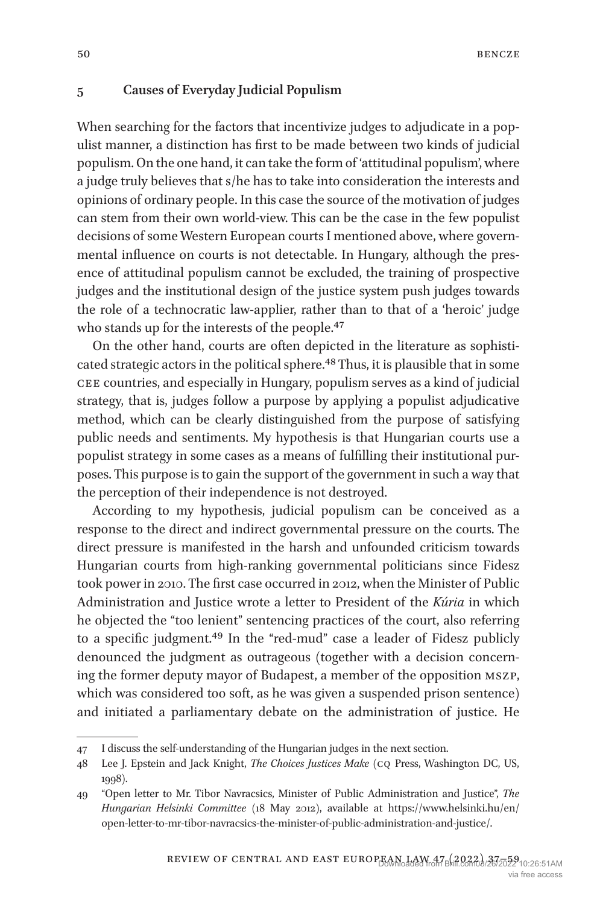## 5 Causes of Everyday Judicial Populism

When searching for the factors that incentivize judges to adjudicate in a populist manner, a distinction has first to be made between two kinds of judicial populism. On the one hand, it can take the form of 'attitudinal populism', where a judge truly believes that s/he has to take into consideration the interests and opinions of ordinary people. In this case the source of the motivation of judges can stem from their own world-view. This can be the case in the few populist decisions of some Western European courts I mentioned above, where governmental influence on courts is not detectable. In Hungary, although the presence of attitudinal populism cannot be excluded, the training of prospective judges and the institutional design of the justice system push judges towards the role of a technocratic law-applier, rather than to that of a 'heroic' judge who stands up for the interests of the people.[47]

On the other hand, courts are often depicted in the literature as sophisticated strategic actors in the political sphere.[48] Thus, it is plausible that in some CEE countries, and especially in Hungary, populism serves as a kind of judicial strategy, that is, judges follow a purpose by applying a populist adjudicative method, which can be clearly distinguished from the purpose of satisfying public needs and sentiments. My hypothesis is that Hungarian courts use a populist strategy in some cases as a means of fulfilling their institutional purposes. This purpose is to gain the support of the government in such a way that the perception of their independence is not destroyed.

According to my hypothesis, judicial populism can be conceived as a response to the direct and indirect governmental pressure on the courts. The direct pressure is manifested in the harsh and unfounded criticism towards Hungarian courts from high-ranking governmental politicians since Fidesz took power in 2010. The first case occurred in 2012, when the Minister of Public Administration and Justice wrote a letter to President of the *Kúria* in which he objected the "too lenient" sentencing practices of the court, also referring to a specific judgment.[49] In the "red-mud" case a leader of Fidesz publicly denounced the judgment as outrageous (together with a decision concerning the former deputy mayor of Budapest, a member of the opposition MSZP, which was considered too soft, as he was given a suspended prison sentence) and initiated a parliamentary debate on the administration of justice. He

---

47 I discuss the self-understanding of the Hungarian judges in the next section.

48 Lee J. Epstein and Jack Knight, *The Choices Justices Make* (CQ Press, Washington DC, US, 1998).

49 "Open letter to Mr. Tibor Navracsics, Minister of Public Administration and Justice", *The Hungarian Helsinki Committee* (18 May 2012), available at https://www.helsinki.hu/en/open-letter-to-mr-tibor-navracsics-the-minister-of-public-administration-and-justice/.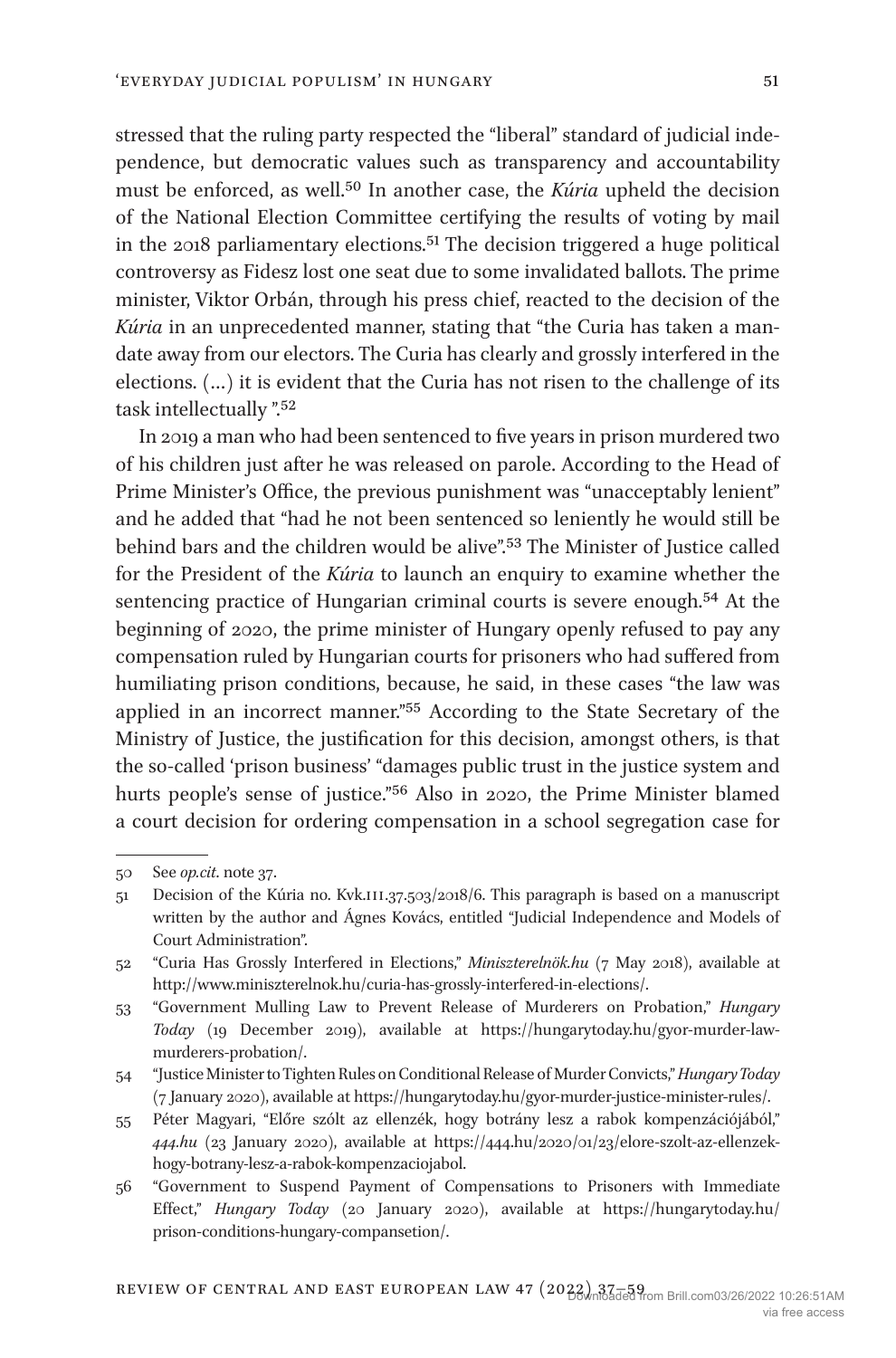stressed that the ruling party respected the "liberal" standard of judicial independence, but democratic values such as transparency and accountability must be enforced, as well.[50] In another case, the *Kúria* upheld the decision of the National Election Committee certifying the results of voting by mail in the 2018 parliamentary elections.[51] The decision triggered a huge political controversy as Fidesz lost one seat due to some invalidated ballots. The prime minister, Viktor Orbán, through his press chief, reacted to the decision of the *Kúria* in an unprecedented manner, stating that "the Curia has taken a mandate away from our electors. The Curia has clearly and grossly interfered in the elections. (…) it is evident that the Curia has not risen to the challenge of its task intellectually ".[52]

In 2019 a man who had been sentenced to five years in prison murdered two of his children just after he was released on parole. According to the Head of Prime Minister's Office, the previous punishment was "unacceptably lenient" and he added that "had he not been sentenced so leniently he would still be behind bars and the children would be alive".[53] The Minister of Justice called for the President of the *Kúria* to launch an enquiry to examine whether the sentencing practice of Hungarian criminal courts is severe enough.[54] At the beginning of 2020, the prime minister of Hungary openly refused to pay any compensation ruled by Hungarian courts for prisoners who had suffered from humiliating prison conditions, because, he said, in these cases "the law was applied in an incorrect manner."[55] According to the State Secretary of the Ministry of Justice, the justification for this decision, amongst others, is that the so-called 'prison business' "damages public trust in the justice system and hurts people's sense of justice."[56] Also in 2020, the Prime Minister blamed a court decision for ordering compensation in a school segregation case for

---

50 See *op.cit.* note 37.

51 Decision of the Kúria no. Kvk.III.37.503/2018/6. This paragraph is based on a manuscript written by the author and Ágnes Kovács, entitled "Judicial Independence and Models of Court Administration".

52 "Curia Has Grossly Interfered in Elections," *Miniszterelnök.hu* (7 May 2018), available at http://www.miniszterelnok.hu/curia-has-grossly-interfered-in-elections/.

53 "Government Mulling Law to Prevent Release of Murderers on Probation," *Hungary Today* (19 December 2019), available at https://hungarytoday.hu/gyor-murder-law-murderers-probation/.

54 "Justice Minister to Tighten Rules on Conditional Release of Murder Convicts," *Hungary Today* (7 January 2020), available at https://hungarytoday.hu/gyor-murder-justice-minister-rules/.

55 Péter Magyari, "Előre szólt az ellenzék, hogy botrány lesz a rabok kompenzációjából," *444.hu* (23 January 2020), available at https://444.hu/2020/01/23/elore-szolt-az-ellenzek-hogy-botrany-lesz-a-rabok-kompenzaciojabol.

56 "Government to Suspend Payment of Compensations to Prisoners with Immediate Effect," *Hungary Today* (20 January 2020), available at https://hungarytoday.hu/prison-conditions-hungary-compansetion/.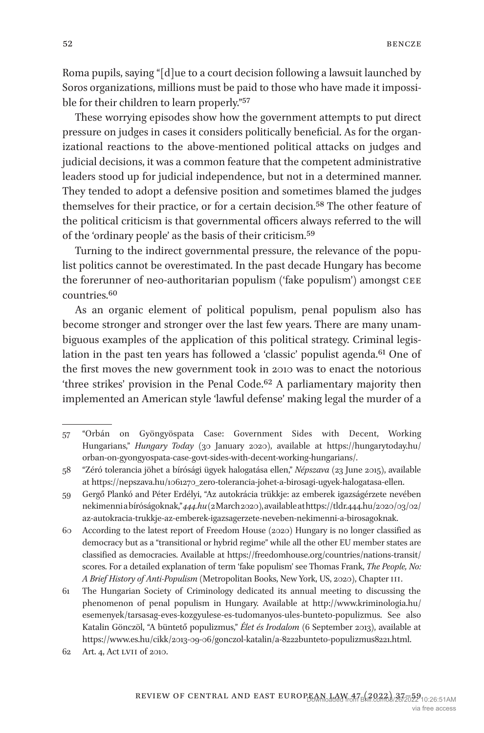Roma pupils, saying "[d]ue to a court decision following a lawsuit launched by Soros organizations, millions must be paid to those who have made it impossible for their children to learn properly."[57]

These worrying episodes show how the government attempts to put direct pressure on judges in cases it considers politically beneficial. As for the organizational reactions to the above-mentioned political attacks on judges and judicial decisions, it was a common feature that the competent administrative leaders stood up for judicial independence, but not in a determined manner. They tended to adopt a defensive position and sometimes blamed the judges themselves for their practice, or for a certain decision.[58] The other feature of the political criticism is that governmental officers always referred to the will of the 'ordinary people' as the basis of their criticism.[59]

Turning to the indirect governmental pressure, the relevance of the populist politics cannot be overestimated. In the past decade Hungary has become the forerunner of neo-authoritarian populism ('fake populism') amongst CEE countries.[60]

As an organic element of political populism, penal populism also has become stronger and stronger over the last few years. There are many unambiguous examples of the application of this political strategy. Criminal legislation in the past ten years has followed a 'classic' populist agenda.[61] One of the first moves the new government took in 2010 was to enact the notorious 'three strikes' provision in the Penal Code.[62] A parliamentary majority then implemented an American style 'lawful defense' making legal the murder of a

---

57 "Orbán on Gyöngyöspata Case: Government Sides with Decent, Working Hungarians," *Hungary Today* (30 January 2020), available at https://hungarytoday.hu/orban-on-gyongyospata-case-govt-sides-with-decent-working-hungarians/.

58 "Zéró tolerancia jöhet a bírósági ügyek halogatása ellen," *Népszava* (23 June 2015), available at https://nepszava.hu/1061270_zero-tolerancia-johet-a-birosagi-ugyek-halogatasa-ellen.

59 Gergő Plankó and Péter Erdélyi, "Az autokrácia trükkje: az emberek igazságérzete nevében nekimenni a bíróságoknak," *444.hu* (2 March 2020), available at https://tldr.444.hu/2020/03/02/az-autokracia-trukkje-az-emberek-igazsagerzete-neveben-nekimenni-a-birosagoknak.

60 According to the latest report of Freedom House (2020) Hungary is no longer classified as democracy but as a "transitional or hybrid regime" while all the other EU member states are classified as democracies. Available at https://freedomhouse.org/countries/nations-transit/scores. For a detailed explanation of term 'fake populism' see Thomas Frank, *The People, No: A Brief History of Anti-Populism* (Metropolitan Books, New York, US, 2020), Chapter III.

61 The Hungarian Society of Criminology dedicated its annual meeting to discussing the phenomenon of penal populism in Hungary. Available at http://www.kriminologia.hu/esemenyek/tarsasag-eves-kozgyulese-es-tudomanyos-ules-bunteto-populizmus. See also Katalin Gönczöl, "A büntető populizmus," *Élet és Irodalom* (6 September 2013), available at https://www.es.hu/cikk/2013-09-06/gonczol-katalin/a-8222bunteto-populizmus8221.html.

62 Art. 4, Act LVII of 2010.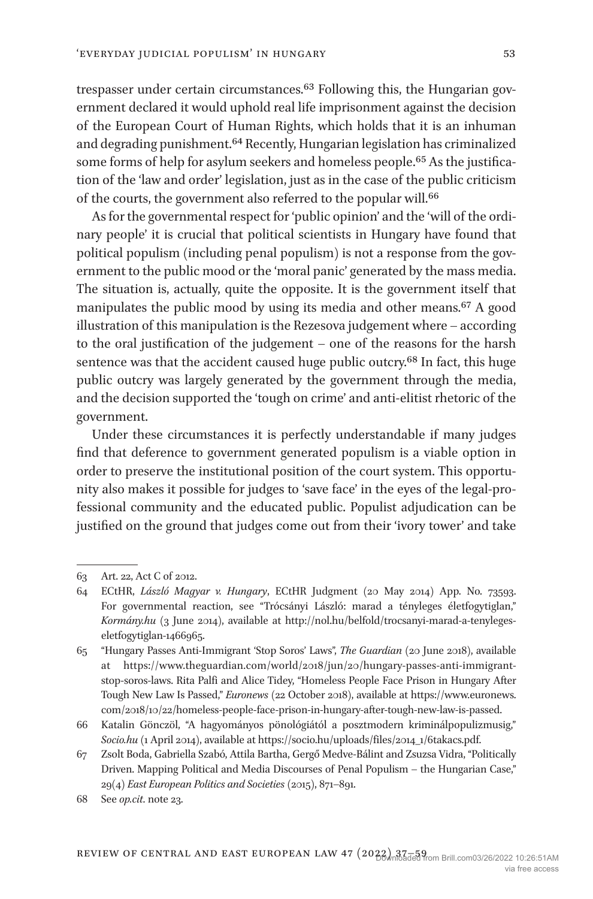trespasser under certain circumstances.[63] Following this, the Hungarian government declared it would uphold real life imprisonment against the decision of the European Court of Human Rights, which holds that it is an inhuman and degrading punishment.[64] Recently, Hungarian legislation has criminalized some forms of help for asylum seekers and homeless people.[65] As the justification of the 'law and order' legislation, just as in the case of the public criticism of the courts, the government also referred to the popular will.[66]

As for the governmental respect for 'public opinion' and the 'will of the ordinary people' it is crucial that political scientists in Hungary have found that political populism (including penal populism) is not a response from the government to the public mood or the 'moral panic' generated by the mass media. The situation is, actually, quite the opposite. It is the government itself that manipulates the public mood by using its media and other means.[67] A good illustration of this manipulation is the Rezesova judgement where – according to the oral justification of the judgement – one of the reasons for the harsh sentence was that the accident caused huge public outcry.[68] In fact, this huge public outcry was largely generated by the government through the media, and the decision supported the 'tough on crime' and anti-elitist rhetoric of the government.

Under these circumstances it is perfectly understandable if many judges find that deference to government generated populism is a viable option in order to preserve the institutional position of the court system. This opportunity also makes it possible for judges to 'save face' in the eyes of the legal-professional community and the educated public. Populist adjudication can be justified on the ground that judges come out from their 'ivory tower' and take

---

63 Art. 22, Act C of 2012.

64 ECtHR, *László Magyar v. Hungary*, ECtHR Judgment (20 May 2014) App. No. 73593. For governmental reaction, see "Trócsányi László: marad a tényleges életfogytiglan," *Kormány.hu* (3 June 2014), available at http://nol.hu/belfold/trocsanyi-marad-a-tenyleges-eletfogytiglan-1466965.

65 "Hungary Passes Anti-Immigrant 'Stop Soros' Laws", *The Guardian* (20 June 2018), available at https://www.theguardian.com/world/2018/jun/20/hungary-passes-anti-immigrant-stop-soros-laws. Rita Palfi and Alice Tidey, "Homeless People Face Prison in Hungary After Tough New Law Is Passed," *Euronews* (22 October 2018), available at https://www.euronews.com/2018/10/22/homeless-people-face-prison-in-hungary-after-tough-new-law-is-passed.

66 Katalin Gönczöl, "A hagyományos pönológiától a posztmodern kriminálpopulizmusig," *Socio.hu* (1 April 2014), available at https://socio.hu/uploads/files/2014_1/6takacs.pdf.

67 Zsolt Boda, Gabriella Szabó, Attila Bartha, Gergő Medve-Bálint and Zsuzsa Vidra, "Politically Driven. Mapping Political and Media Discourses of Penal Populism – the Hungarian Case," 29(4) *East European Politics and Societies* (2015), 871–891.

68 See *op.cit.* note 23.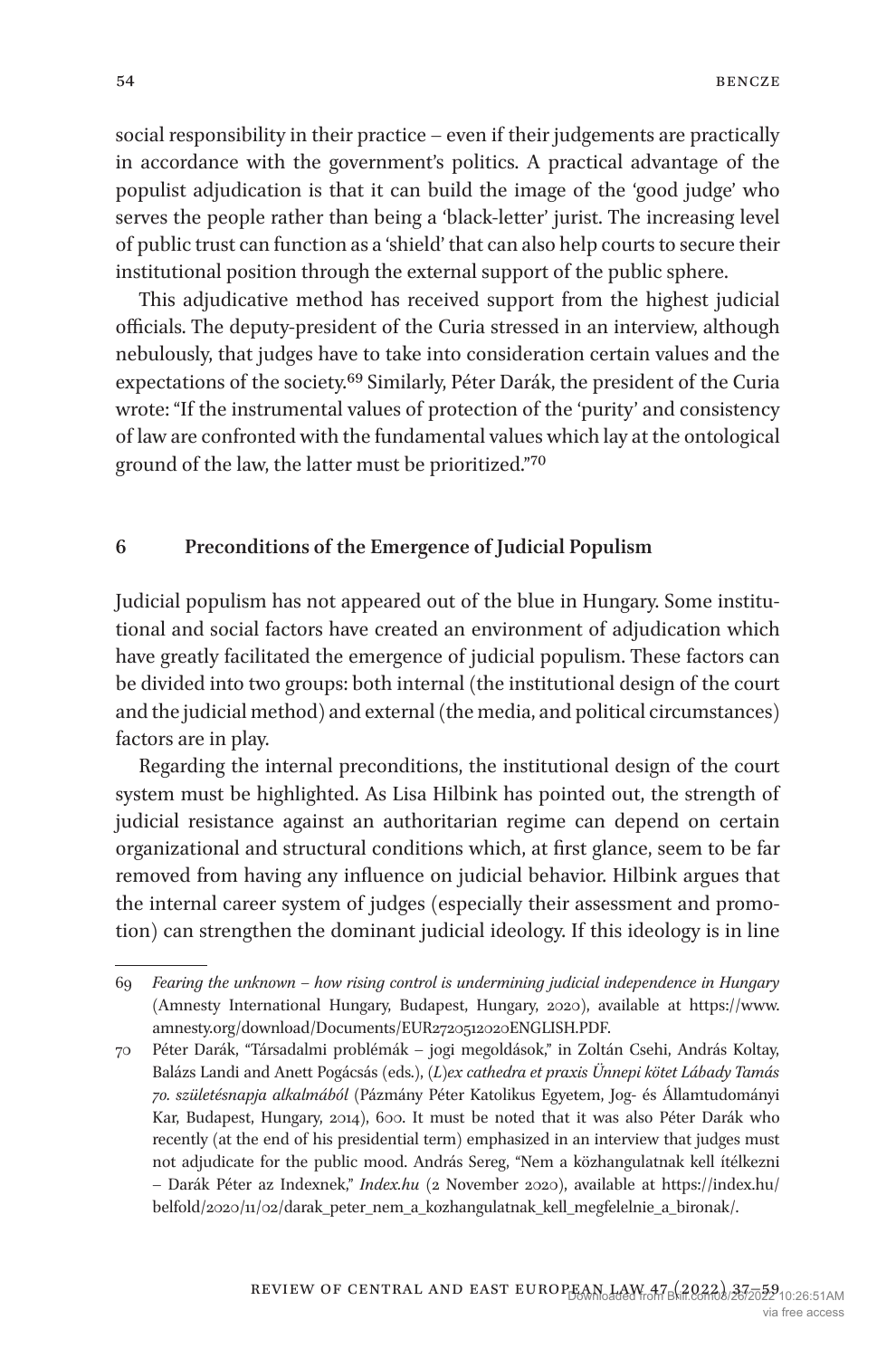social responsibility in their practice – even if their judgements are practically in accordance with the government's politics. A practical advantage of the populist adjudication is that it can build the image of the 'good judge' who serves the people rather than being a 'black-letter' jurist. The increasing level of public trust can function as a 'shield' that can also help courts to secure their institutional position through the external support of the public sphere.

This adjudicative method has received support from the highest judicial officials. The deputy-president of the Curia stressed in an interview, although nebulously, that judges have to take into consideration certain values and the expectations of the society.[69] Similarly, Péter Darák, the president of the Curia wrote: "If the instrumental values of protection of the 'purity' and consistency of law are confronted with the fundamental values which lay at the ontological ground of the law, the latter must be prioritized."[70]

## 6 Preconditions of the Emergence of Judicial Populism

Judicial populism has not appeared out of the blue in Hungary. Some institutional and social factors have created an environment of adjudication which have greatly facilitated the emergence of judicial populism. These factors can be divided into two groups: both internal (the institutional design of the court and the judicial method) and external (the media, and political circumstances) factors are in play.

Regarding the internal preconditions, the institutional design of the court system must be highlighted. As Lisa Hilbink has pointed out, the strength of judicial resistance against an authoritarian regime can depend on certain organizational and structural conditions which, at first glance, seem to be far removed from having any influence on judicial behavior. Hilbink argues that the internal career system of judges (especially their assessment and promotion) can strengthen the dominant judicial ideology. If this ideology is in line

---

69 *Fearing the unknown – how rising control is undermining judicial independence in Hungary* (Amnesty International Hungary, Budapest, Hungary, 2020), available at https://www.amnesty.org/download/Documents/EUR2720512020ENGLISH.PDF.

70 Péter Darák, "Társadalmi problémák – jogi megoldások," in Zoltán Csehi, András Koltay, Balázs Landi and Anett Pogácsás (eds.), *(L)ex cathedra et praxis Ünnepi kötet Lábady Tamás 70. születésnapja alkalmából* (Pázmány Péter Katolikus Egyetem, Jog- és Államtudományi Kar, Budapest, Hungary, 2014), 600. It must be noted that it was also Péter Darák who recently (at the end of his presidential term) emphasized in an interview that judges must not adjudicate for the public mood. András Sereg, "Nem a közhangulatnak kell ítélkezni – Darák Péter az Indexnek," *Index.hu* (2 November 2020), available at https://index.hu/belfold/2020/11/02/darak_peter_nem_a_kozhangulatnak_kell_megfelelnie_a_bironak/.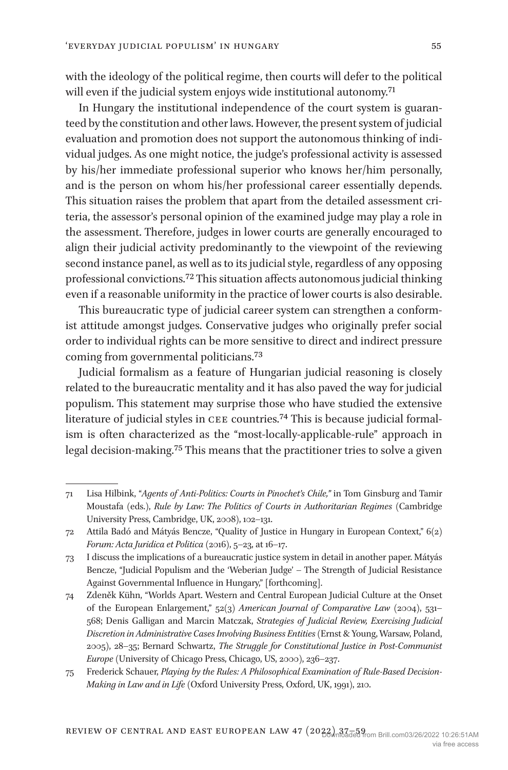with the ideology of the political regime, then courts will defer to the political will even if the judicial system enjoys wide institutional autonomy.[71]

In Hungary the institutional independence of the court system is guaranteed by the constitution and other laws. However, the present system of judicial evaluation and promotion does not support the autonomous thinking of individual judges. As one might notice, the judge's professional activity is assessed by his/her immediate professional superior who knows her/him personally, and is the person on whom his/her professional career essentially depends. This situation raises the problem that apart from the detailed assessment criteria, the assessor's personal opinion of the examined judge may play a role in the assessment. Therefore, judges in lower courts are generally encouraged to align their judicial activity predominantly to the viewpoint of the reviewing second instance panel, as well as to its judicial style, regardless of any opposing professional convictions.[72] This situation affects autonomous judicial thinking even if a reasonable uniformity in the practice of lower courts is also desirable.

This bureaucratic type of judicial career system can strengthen a conformist attitude amongst judges. Conservative judges who originally prefer social order to individual rights can be more sensitive to direct and indirect pressure coming from governmental politicians.[73]

Judicial formalism as a feature of Hungarian judicial reasoning is closely related to the bureaucratic mentality and it has also paved the way for judicial populism. This statement may surprise those who have studied the extensive literature of judicial styles in CEE countries.[74] This is because judicial formalism is often characterized as the "most-locally-applicable-rule" approach in legal decision-making.[75] This means that the practitioner tries to solve a given

---

71 Lisa Hilbink, "*Agents of Anti-Politics: Courts in Pinochet's Chile,*" in Tom Ginsburg and Tamir Moustafa (eds.), *Rule by Law: The Politics of Courts in Authoritarian Regimes* (Cambridge University Press, Cambridge, UK, 2008), 102–131.

72 Attila Badó and Mátyás Bencze, "Quality of Justice in Hungary in European Context," 6(2) *Forum: Acta Juridica et Politica* (2016), 5–23, at 16–17.

73 I discuss the implications of a bureaucratic justice system in detail in another paper. Mátyás Bencze, "Judicial Populism and the 'Weberian Judge' – The Strength of Judicial Resistance Against Governmental Influence in Hungary," [forthcoming].

74 Zdeněk Kühn, "Worlds Apart. Western and Central European Judicial Culture at the Onset of the European Enlargement," 52(3) *American Journal of Comparative Law* (2004), 531–568; Denis Galligan and Marcin Matczak, *Strategies of Judicial Review, Exercising Judicial Discretion in Administrative Cases Involving Business Entities* (Ernst & Young, Warsaw, Poland, 2005), 28–35; Bernard Schwartz, *The Struggle for Constitutional Justice in Post-Communist Europe* (University of Chicago Press, Chicago, US, 2000), 236–237.

75 Frederick Schauer, *Playing by the Rules: A Philosophical Examination of Rule-Based Decision-Making in Law and in Life* (Oxford University Press, Oxford, UK, 1991), 210.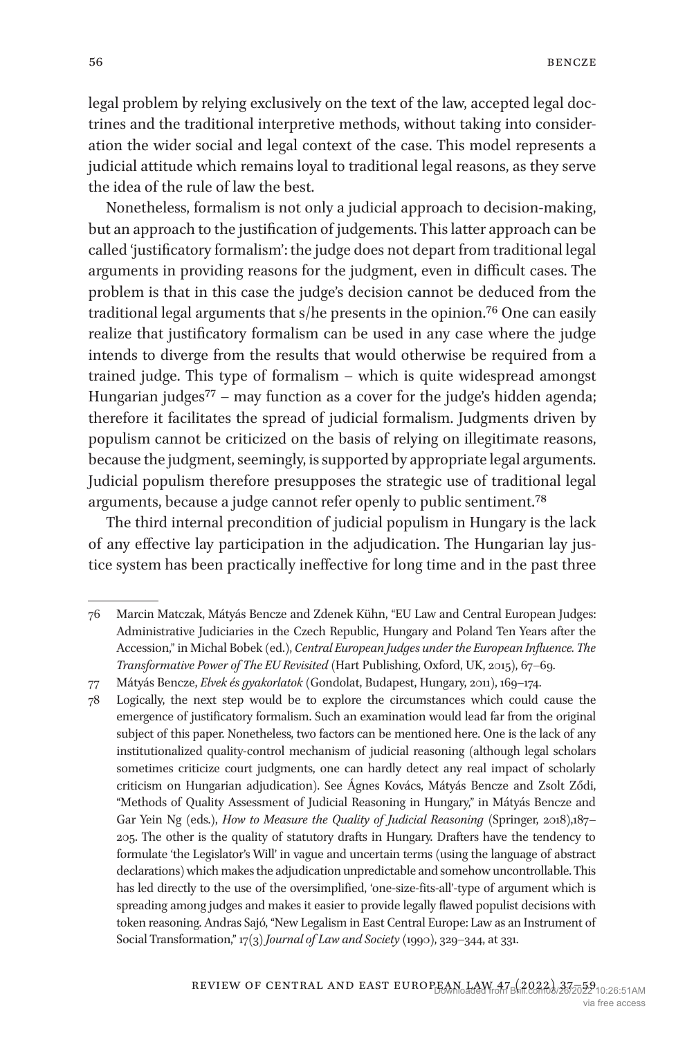legal problem by relying exclusively on the text of the law, accepted legal doctrines and the traditional interpretive methods, without taking into consideration the wider social and legal context of the case. This model represents a judicial attitude which remains loyal to traditional legal reasons, as they serve the idea of the rule of law the best.

Nonetheless, formalism is not only a judicial approach to decision-making, but an approach to the justification of judgements. This latter approach can be called 'justificatory formalism': the judge does not depart from traditional legal arguments in providing reasons for the judgment, even in difficult cases. The problem is that in this case the judge's decision cannot be deduced from the traditional legal arguments that s/he presents in the opinion.[76] One can easily realize that justificatory formalism can be used in any case where the judge intends to diverge from the results that would otherwise be required from a trained judge. This type of formalism – which is quite widespread amongst Hungarian judges[77] – may function as a cover for the judge's hidden agenda; therefore it facilitates the spread of judicial formalism. Judgments driven by populism cannot be criticized on the basis of relying on illegitimate reasons, because the judgment, seemingly, is supported by appropriate legal arguments. Judicial populism therefore presupposes the strategic use of traditional legal arguments, because a judge cannot refer openly to public sentiment.[78]

The third internal precondition of judicial populism in Hungary is the lack of any effective lay participation in the adjudication. The Hungarian lay justice system has been practically ineffective for long time and in the past three

---

76 Marcin Matczak, Mátyás Bencze and Zdenek Kühn, "EU Law and Central European Judges: Administrative Judiciaries in the Czech Republic, Hungary and Poland Ten Years after the Accession," in Michal Bobek (ed.), *Central European Judges under the European Influence. The Transformative Power of The EU Revisited* (Hart Publishing, Oxford, UK, 2015), 67–69.

77 Mátyás Bencze, *Elvek és gyakorlatok* (Gondolat, Budapest, Hungary, 2011), 169–174.

78 Logically, the next step would be to explore the circumstances which could cause the emergence of justificatory formalism. Such an examination would lead far from the original subject of this paper. Nonetheless, two factors can be mentioned here. One is the lack of any institutionalized quality-control mechanism of judicial reasoning (although legal scholars sometimes criticize court judgments, one can hardly detect any real impact of scholarly criticism on Hungarian adjudication). See Ágnes Kovács, Mátyás Bencze and Zsolt Ződi, "Methods of Quality Assessment of Judicial Reasoning in Hungary," in Mátyás Bencze and Gar Yein Ng (eds.), *How to Measure the Quality of Judicial Reasoning* (Springer, 2018),187–205. The other is the quality of statutory drafts in Hungary. Drafters have the tendency to formulate 'the Legislator's Will' in vague and uncertain terms (using the language of abstract declarations) which makes the adjudication unpredictable and somehow uncontrollable. This has led directly to the use of the oversimplified, 'one-size-fits-all'-type of argument which is spreading among judges and makes it easier to provide legally flawed populist decisions with token reasoning. Andras Sajó, "New Legalism in East Central Europe: Law as an Instrument of Social Transformation," 17(3) *Journal of Law and Society* (1990), 329–344, at 331.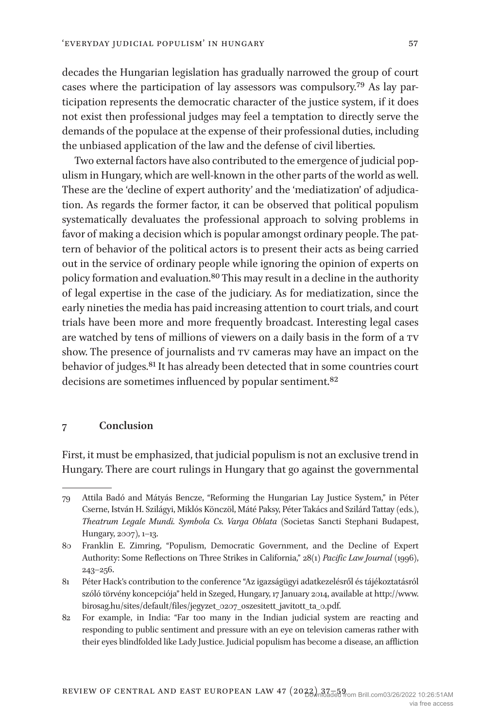decades the Hungarian legislation has gradually narrowed the group of court cases where the participation of lay assessors was compulsory.[79] As lay participation represents the democratic character of the justice system, if it does not exist then professional judges may feel a temptation to directly serve the demands of the populace at the expense of their professional duties, including the unbiased application of the law and the defense of civil liberties.

Two external factors have also contributed to the emergence of judicial populism in Hungary, which are well-known in the other parts of the world as well. These are the 'decline of expert authority' and the 'mediatization' of adjudication. As regards the former factor, it can be observed that political populism systematically devaluates the professional approach to solving problems in favor of making a decision which is popular amongst ordinary people. The pattern of behavior of the political actors is to present their acts as being carried out in the service of ordinary people while ignoring the opinion of experts on policy formation and evaluation.[80] This may result in a decline in the authority of legal expertise in the case of the judiciary. As for mediatization, since the early nineties the media has paid increasing attention to court trials, and court trials have been more and more frequently broadcast. Interesting legal cases are watched by tens of millions of viewers on a daily basis in the form of a TV show. The presence of journalists and TV cameras may have an impact on the behavior of judges.[81] It has already been detected that in some countries court decisions are sometimes influenced by popular sentiment.[82]

## 7 Conclusion

First, it must be emphasized, that judicial populism is not an exclusive trend in Hungary. There are court rulings in Hungary that go against the governmental

---

79 Attila Badó and Mátyás Bencze, "Reforming the Hungarian Lay Justice System," in Péter Cserne, István H. Szilágyi, Miklós Könczöl, Máté Paksy, Péter Takács and Szilárd Tattay (eds.), *Theatrum Legale Mundi. Symbola Cs. Varga Oblata* (Societas Sancti Stephani Budapest, Hungary, 2007), 1–13.

80 Franklin E. Zimring, "Populism, Democratic Government, and the Decline of Expert Authority: Some Reflections on Three Strikes in California," 28(1) *Pacific Law Journal* (1996), 243–256.

81 Péter Hack's contribution to the conference "Az igazságügyi adatkezelésről és tájékoztatásról szóló törvény koncepciója" held in Szeged, Hungary, 17 January 2014, available at http://www.birosag.hu/sites/default/files/jegyzet_0207_oszesitett_javitott_ta_0.pdf.

82 For example, in India: "Far too many in the Indian judicial system are reacting and responding to public sentiment and pressure with an eye on television cameras rather with their eyes blindfolded like Lady Justice. Judicial populism has become a disease, an affliction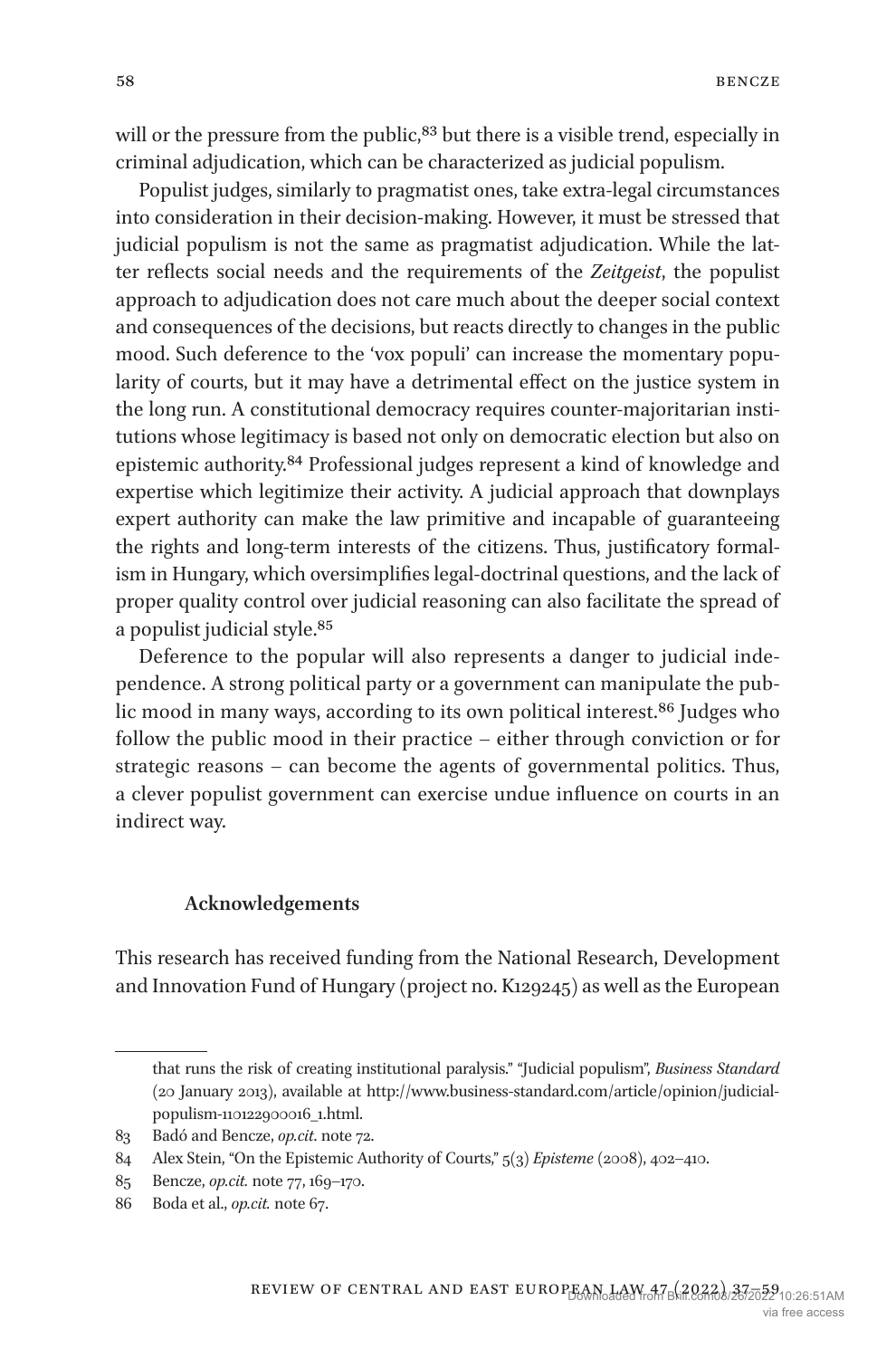will or the pressure from the public,[83] but there is a visible trend, especially in criminal adjudication, which can be characterized as judicial populism.

Populist judges, similarly to pragmatist ones, take extra-legal circumstances into consideration in their decision-making. However, it must be stressed that judicial populism is not the same as pragmatist adjudication. While the latter reflects social needs and the requirements of the *Zeitgeist*, the populist approach to adjudication does not care much about the deeper social context and consequences of the decisions, but reacts directly to changes in the public mood. Such deference to the 'vox populi' can increase the momentary popularity of courts, but it may have a detrimental effect on the justice system in the long run. A constitutional democracy requires counter-majoritarian institutions whose legitimacy is based not only on democratic election but also on epistemic authority.[84] Professional judges represent a kind of knowledge and expertise which legitimize their activity. A judicial approach that downplays expert authority can make the law primitive and incapable of guaranteeing the rights and long-term interests of the citizens. Thus, justificatory formalism in Hungary, which oversimplifies legal-doctrinal questions, and the lack of proper quality control over judicial reasoning can also facilitate the spread of a populist judicial style.[85]

Deference to the popular will also represents a danger to judicial independence. A strong political party or a government can manipulate the public mood in many ways, according to its own political interest.[86] Judges who follow the public mood in their practice – either through conviction or for strategic reasons – can become the agents of governmental politics. Thus, a clever populist government can exercise undue influence on courts in an indirect way.

## Acknowledgements

This research has received funding from the National Research, Development and Innovation Fund of Hungary (project no. K129245) as well as the European

---

that runs the risk of creating institutional paralysis." "Judicial populism", *Business Standard* (20 January 2013), available at http://www.business-standard.com/article/opinion/judicial-populism-110122900016_1.html.

83 Badó and Bencze, *op.cit.* note 72.

84 Alex Stein, "On the Epistemic Authority of Courts," 5(3) *Episteme* (2008), 402–410.

85 Bencze, *op.cit.* note 77, 169–170.

86 Boda et al., *op.cit.* note 67.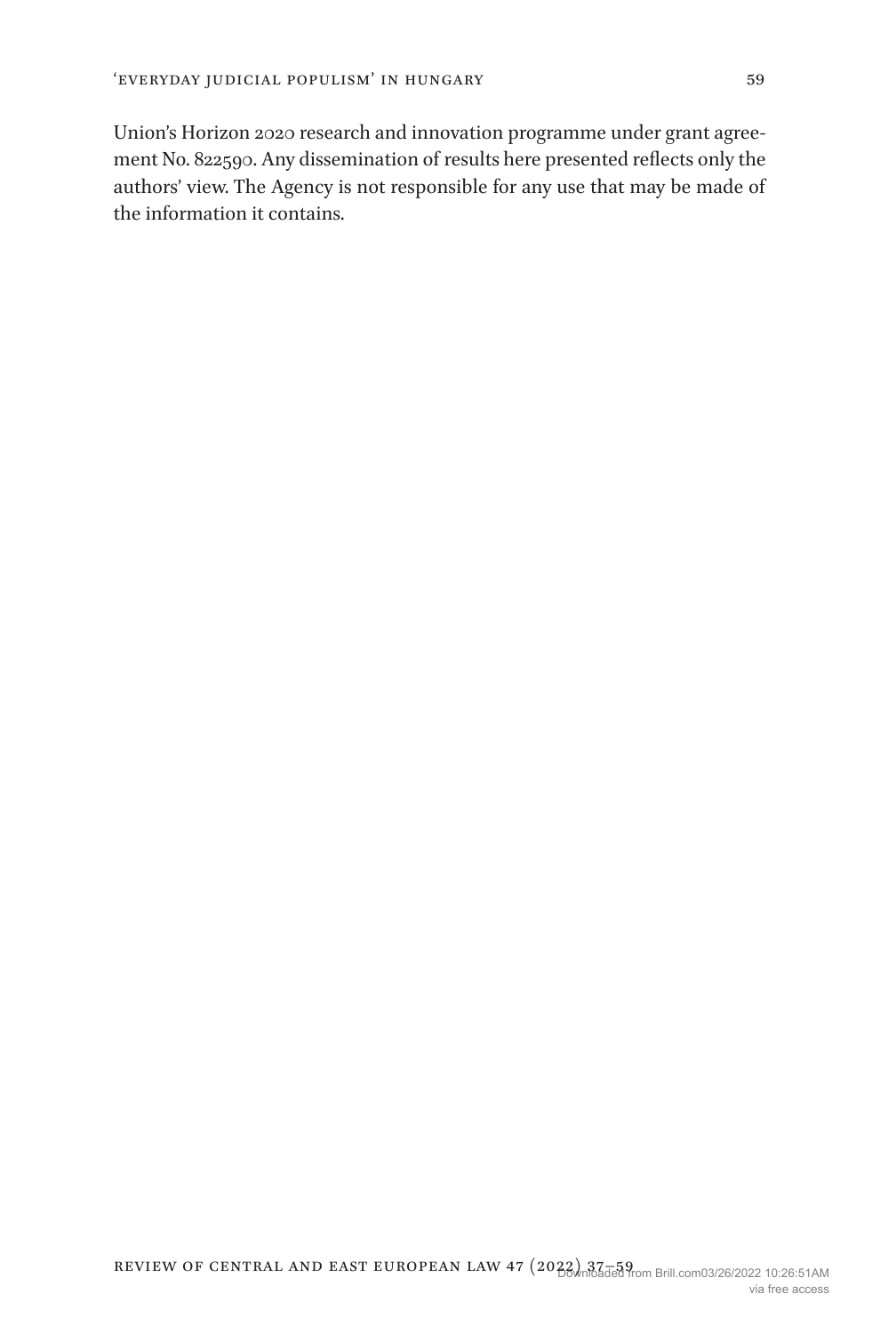Union's Horizon 2020 research and innovation programme under grant agreement No. 822590. Any dissemination of results here presented reflects only the authors' view. The Agency is not responsible for any use that may be made of the information it contains.